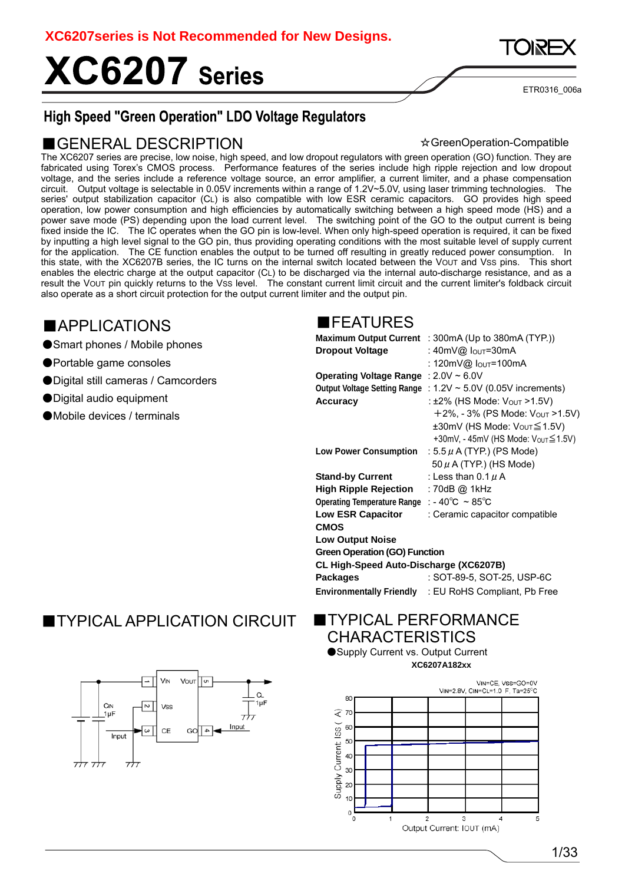**XC6207series is Not Recommended for New Designs.**

# XC6207 Series

ETR0316_006a

## High Speed "Green Operation" LDO Voltage Regulators

## ■GENERAL DESCRIPTION

☆GreenOperation-Compatible

The XC6207 series are precise, low noise, high speed, and low dropout regulators with green operation (GO) function. They are fabricated using Torex's CMOS process. Performance features of the series include high ripple rejection and low dropout voltage, and the series include a reference voltage source, an error amplifier, a current limiter, and a phase compensation circuit. Output voltage is selectable in 0.05V increments within a range of 1.2V~5.0V, using laser trimming technologies. The series' output stabilization capacitor ($C_L$) is also compatible with low ESR ceramic capacitors. GO provides high speed operation, low power consumption and high efficiencies by automatically switching between a high speed mode (HS) and a power save mode (PS) depending upon the load current level. The switching point of the GO to the output current is being fixed inside the IC. The IC operates when the GO pin is low-level. When only high-speed operation is required, it can be fixed by inputting a high level signal to the GO pin, thus providing operating conditions with the most suitable level of supply current for the application. The CE function enables the output to be turned off resulting in greatly reduced power consumption. In this state, with the XC6207B series, the IC turns on the internal switch located between the $V_{OUT}$ and $V_{SS}$ pins. This short enables the electric charge at the output capacitor ($C_L$) to be discharged via the internal auto-discharge resistance, and as a result the $V_{OUT}$ pin quickly returns to the $V_{SS}$ level. The constant current limit circuit and the current limiter's foldback circuit also operate as a short circuit protection for the output current limiter and the output pin.

## ■APPLICATIONS

- ●Smart phones / Mobile phones
- ●Portable game consoles
- ●Digital still cameras / Camcorders
- ●Digital audio equipment
- ●Mobile devices / terminals

## ■FEATURES

**Maximum Output Current** : 300mA (Up to 380mA (TYP.))
**Dropout Voltage** : 40mV@ $I_{OUT}$=30mA
: 120mV@ $I_{OUT}$=100mA
**Operating Voltage Range** : 2.0V ~ 6.0V
**Output Voltage Setting Range** : 1.2V ~ 5.0V (0.05V increments)
**Accuracy** : ±2% (HS Mode: $V_{OUT}$ >1.5V)
+2%, - 3% (PS Mode: $V_{OUT}$ >1.5V)
±30mV (HS Mode: $V_{OUT}$≦1.5V)
+30mV, - 45mV (HS Mode: $V_{OUT}$≦1.5V)
**Low Power Consumption** : 5.5 μA (TYP.) (PS Mode)
50 μA (TYP.) (HS Mode)
**Stand-by Current** : Less than 0.1 μA
**High Ripple Rejection** : 70dB @ 1kHz
**Operating Temperature Range** : - 40℃ ~ 85℃
**Low ESR Capacitor** : Ceramic capacitor compatible
**CMOS**
**Low Output Noise**
**Green Operation (GO) Function**
**CL High-Speed Auto-Discharge (XC6207B)**
**Packages** : SOT-89-5, SOT-25, USP-6C
**Environmentally Friendly** : EU RoHS Compliant, Pb Free

## ■TYPICAL APPLICATION CIRCUIT

## ■TYPICAL PERFORMANCE CHARACTERISTICS

●Supply Current vs. Output Current

XC6207A182xx

VIN=CE, VSS=GO=0V
VIN=2.8V, CIN=CL=1.0 F, Ta=25℃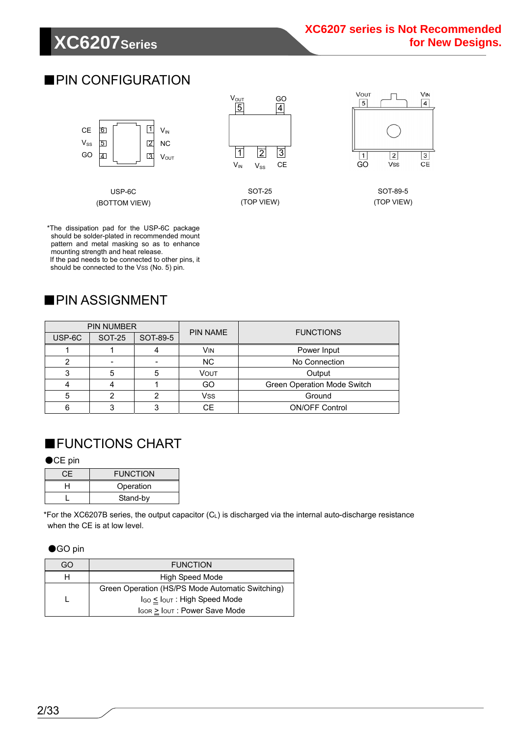XC6207 series is Not Recommended for New Designs.

## ■PIN CONFIGURATION

USP-6C (BOTTOM VIEW)

SOT-25 (TOP VIEW)

SOT-89-5 (TOP VIEW)

*The dissipation pad for the USP-6C package should be solder-plated in recommended mount pattern and metal masking so as to enhance mounting strength and heat release. If the pad needs to be connected to other pins, it should be connected to the $V_{SS}$ (No. 5) pin.

## ■PIN ASSIGNMENT

| PIN NUMBER | | | PIN NAME | FUNCTIONS |
|---|---|---|---|---|
| USP-6C | SOT-25 | SOT-89-5 | | |
| 1 | 1 | 4 | $V_{IN}$ | Power Input |
| 2 | - | - | NC | No Connection |
| 3 | 5 | 5 | $V_{OUT}$ | Output |
| 4 | 4 | 1 | GO | Green Operation Mode Switch |
| 5 | 2 | 2 | $V_{SS}$ | Ground |
| 6 | 3 | 3 | CE | ON/OFF Control |

## ■FUNCTIONS CHART

●CE pin

| CE | FUNCTION |
|---|---|
| H | Operation |
| L | Stand-by |

*For the XC6207B series, the output capacitor ($C_L$) is discharged via the internal auto-discharge resistance when the CE is at low level.

●GO pin

| GO | FUNCTION |
|---|---|
| H | High Speed Mode |
| L | Green Operation (HS/PS Mode Automatic Switching)<br>$I_{GO} \leq I_{OUT}$ : High Speed Mode<br>$I_{GOR} \geq I_{OUT}$ : Power Save Mode |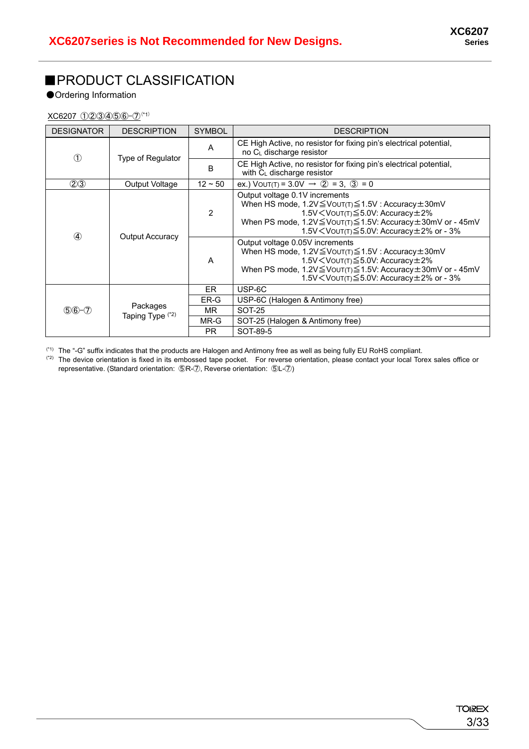XC6207series is Not Recommended for New Designs.

## ■PRODUCT CLASSIFICATION

●Ordering Information

XC6207 ①②③④⑤⑥-⑦(*1)

| DESIGNATOR | DESCRIPTION | SYMBOL | DESCRIPTION |
|---|---|---|---|
| ① | Type of Regulator | A | CE High Active, no resistor for fixing pin's electrical potential, no $C_L$ discharge resistor |
| | | B | CE High Active, no resistor for fixing pin's electrical potential, with $C_L$ discharge resistor |
| ②③ | Output Voltage | 12 ~ 50 | ex.) $V_{OUT(T)}$ = 3.0V → ② = 3, ③ = 0 |
| ④ | Output Accuracy | 2 | Output voltage 0.1V increments<br>When HS mode, 1.2V≦$V_{OUT(T)}$≦1.5V : Accuracy±30mV<br>1.5V<$V_{OUT(T)}$≦5.0V: Accuracy±2%<br>When PS mode, 1.2V≦$V_{OUT(T)}$≦1.5V: Accuracy±30mV or - 45mV<br>1.5V<$V_{OUT(T)}$≦5.0V: Accuracy±2% or - 3% |
| | | A | Output voltage 0.05V increments<br>When HS mode, 1.2V≦$V_{OUT(T)}$≦1.5V : Accuracy±30mV<br>1.5V<$V_{OUT(T)}$≦5.0V: Accuracy±2%<br>When PS mode, 1.2V≦$V_{OUT(T)}$≦1.5V: Accuracy±30mV or - 45mV<br>1.5V<$V_{OUT(T)}$≦5.0V: Accuracy±2% or - 3% |
| ⑤⑥-⑦ | Packages Taping Type (*2) | ER | USP-6C |
| | | ER-G | USP-6C (Halogen & Antimony free) |
| | | MR | SOT-25 |
| | | MR-G | SOT-25 (Halogen & Antimony free) |
| | | PR | SOT-89-5 |

(*1) The "-G" suffix indicates that the products are Halogen and Antimony free as well as being fully EU RoHS compliant.

(*2) The device orientation is fixed in its embossed tape pocket. For reverse orientation, please contact your local Torex sales office or representative. (Standard orientation: ⑤R-⑦, Reverse orientation: ⑤L-⑦)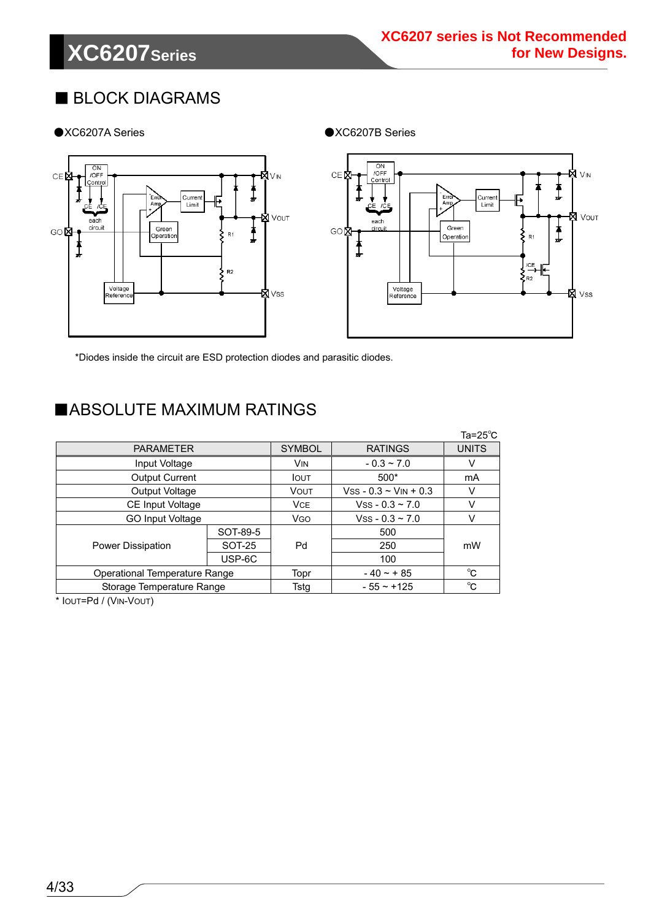## ■ BLOCK DIAGRAMS

●XC6207A Series

●XC6207B Series

*Diodes inside the circuit are ESD protection diodes and parasitic diodes.

## ■ABSOLUTE MAXIMUM RATINGS

Ta=25℃

| PARAMETER | | SYMBOL | RATINGS | UNITS |
|---|---|---|---|---|
| Input Voltage | | $V_{IN}$ | - 0.3 ~ 7.0 | V |
| Output Current | | $I_{OUT}$ | 500* | mA |
| Output Voltage | | $V_{OUT}$ | $V_{SS}$ - 0.3 ~ $V_{IN}$ + 0.3 | V |
| CE Input Voltage | | $V_{CE}$ | $V_{SS}$ - 0.3 ~ 7.0 | V |
| GO Input Voltage | | $V_{GO}$ | $V_{SS}$ - 0.3 ~ 7.0 | V |
| Power Dissipation | SOT-89-5 | Pd | 500 | mW |
| | SOT-25 | | 250 | |
| | USP-6C | | 100 | |
| Operational Temperature Range | | Topr | - 40 ~ + 85 | ℃ |
| Storage Temperature Range | | Tstg | - 55 ~ +125 | ℃ |

* $I_{OUT}$=Pd / ($V_{IN}$-$V_{OUT}$)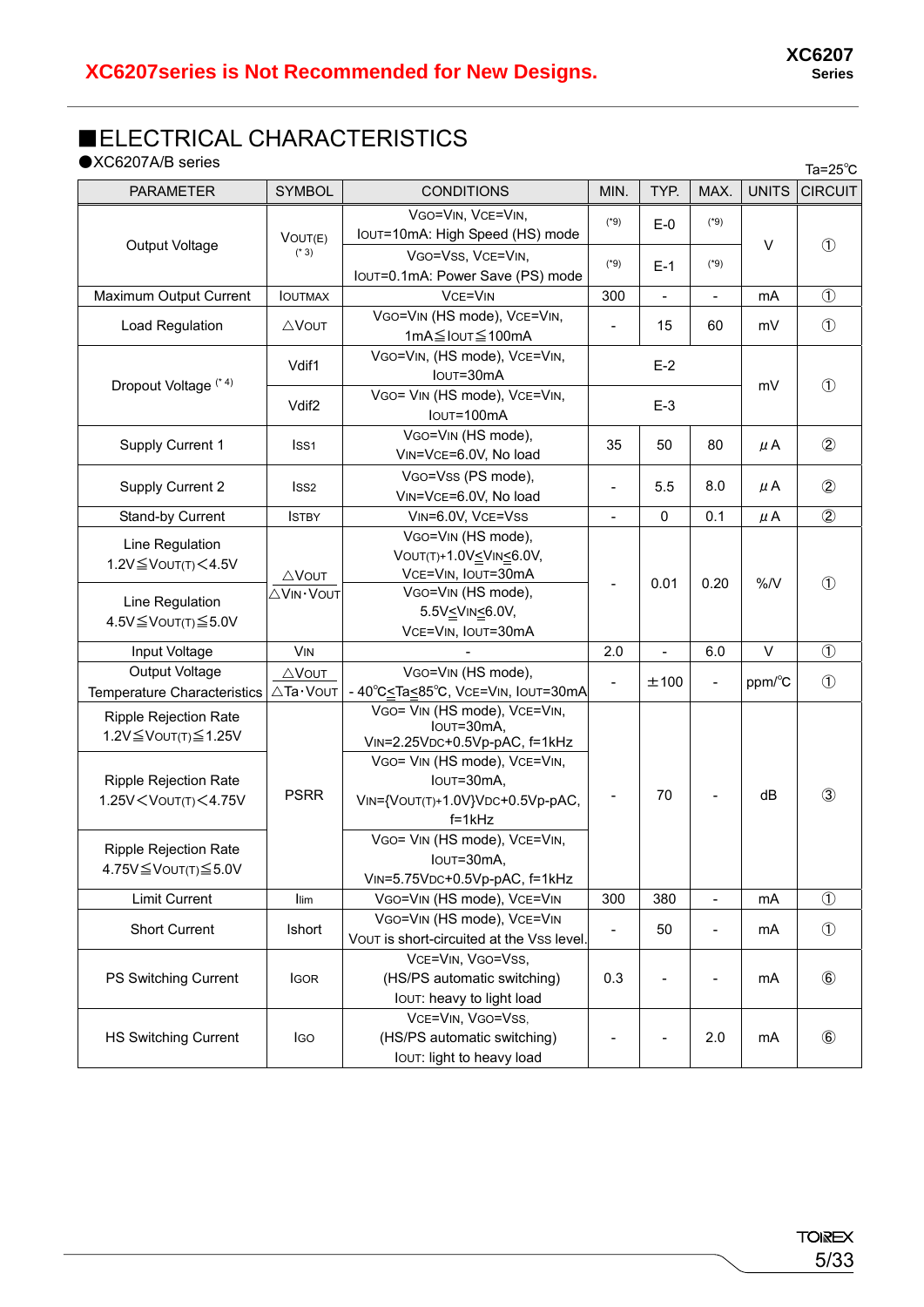**XC6207series is Not Recommended for New Designs.**

## ■ELECTRICAL CHARACTERISTICS

●XC6207A/B series

Ta=25℃

| PARAMETER | SYMBOL | CONDITIONS | MIN. | TYP. | MAX. | UNITS | CIRCUIT |
|---|---|---|---|---|---|---|---|
| Output Voltage | $V_{OUT(E)}$ (*3) | $V_{GO}=V_{IN}$, $V_{CE}=V_{IN}$, $I_{OUT}$=10mA: High Speed (HS) mode | (*9) | E-0 | (*9) | V | ① |
| | | $V_{GO}=V_{SS}$, $V_{CE}=V_{IN}$, $I_{OUT}$=0.1mA: Power Save (PS) mode | (*9) | E-1 | (*9) | | |
| Maximum Output Current | $I_{OUTMAX}$ | $V_{CE}=V_{IN}$ | 300 | - | - | mA | ① |
| Load Regulation | $\triangle V_{OUT}$ | $V_{GO}=V_{IN}$ (HS mode), $V_{CE}=V_{IN}$, 1mA≦$I_{OUT}$≦100mA | - | 15 | 60 | mV | ① |
| Dropout Voltage (*4) | Vdif1 | $V_{GO}=V_{IN}$, (HS mode), $V_{CE}=V_{IN}$, $I_{OUT}$=30mA | | E-2 | | mV | ① |
| | Vdif2 | $V_{GO}=V_{IN}$ (HS mode), $V_{CE}=V_{IN}$, $I_{OUT}$=100mA | | E-3 | | | |
| Supply Current 1 | $I_{SS1}$ | $V_{GO}=V_{IN}$ (HS mode), $V_{IN}=V_{CE}$=6.0V, No load | 35 | 50 | 80 | μA | ② |
| Supply Current 2 | $I_{SS2}$ | $V_{GO}=V_{SS}$ (PS mode), $V_{IN}=V_{CE}$=6.0V, No load | - | 5.5 | 8.0 | μA | ② |
| Stand-by Current | $I_{STBY}$ | $V_{IN}$=6.0V, $V_{CE}=V_{SS}$ | - | 0 | 0.1 | μA | ② |
| Line Regulation 1.2V≦$V_{OUT(T)}$<4.5V | $\frac{\triangle V_{OUT}}{\triangle V_{IN}\cdot V_{OUT}}$ | $V_{GO}=V_{IN}$ (HS mode), $V_{OUT(T)}$+1.0V≦$V_{IN}$≦6.0V, $V_{CE}=V_{IN}$, $I_{OUT}$=30mA | - | 0.01 | 0.20 | %/V | ① |
| Line Regulation 4.5V≦$V_{OUT(T)}$≦5.0V | | $V_{GO}=V_{IN}$ (HS mode), 5.5V≦$V_{IN}$≦6.0V, $V_{CE}=V_{IN}$, $I_{OUT}$=30mA | | | | | |
| Input Voltage | $V_{IN}$ | - | 2.0 | - | 6.0 | V | ① |
| Output Voltage Temperature Characteristics | $\frac{\triangle V_{OUT}}{\triangle Ta\cdot V_{OUT}}$ | $V_{GO}=V_{IN}$ (HS mode), - 40℃≦Ta≦85℃, $V_{CE}=V_{IN}$, $I_{OUT}$=30mA | - | ±100 | - | ppm/℃ | ① |
| Ripple Rejection Rate 1.2V≦$V_{OUT(T)}$≦1.25V | PSRR | $V_{GO}=V_{IN}$ (HS mode), $V_{CE}=V_{IN}$, $I_{OUT}$=30mA, $V_{IN}$=2.25$V_{DC}$+0.5Vp-pAC, f=1kHz | - | 70 | - | dB | ③ |
| Ripple Rejection Rate 1.25V<$V_{OUT(T)}$<4.75V | | $V_{GO}=V_{IN}$ (HS mode), $V_{CE}=V_{IN}$, $I_{OUT}$=30mA, $V_{IN}$={$V_{OUT(T)}$+1.0V}$V_{DC}$+0.5Vp-pAC, f=1kHz | | | | | |
| Ripple Rejection Rate 4.75V≦$V_{OUT(T)}$≦5.0V | | $V_{GO}=V_{IN}$ (HS mode), $V_{CE}=V_{IN}$, $I_{OUT}$=30mA, $V_{IN}$=5.75$V_{DC}$+0.5Vp-pAC, f=1kHz | | | | | |
| Limit Current | Ilim | $V_{GO}=V_{IN}$ (HS mode), $V_{CE}=V_{IN}$ | 300 | 380 | - | mA | ① |
| Short Current | Ishort | $V_{GO}=V_{IN}$ (HS mode), $V_{CE}=V_{IN}$ $V_{OUT}$ is short-circuited at the $V_{SS}$ level. | - | 50 | - | mA | ① |
| PS Switching Current | $I_{GOR}$ | $V_{CE}=V_{IN}$, $V_{GO}=V_{SS}$, (HS/PS automatic switching) $I_{OUT}$: heavy to light load | 0.3 | - | - | mA | ⑥ |
| HS Switching Current | $I_{GO}$ | $V_{CE}=V_{IN}$, $V_{GO}=V_{SS}$, (HS/PS automatic switching) $I_{OUT}$: light to heavy load | - | - | 2.0 | mA | ⑥ |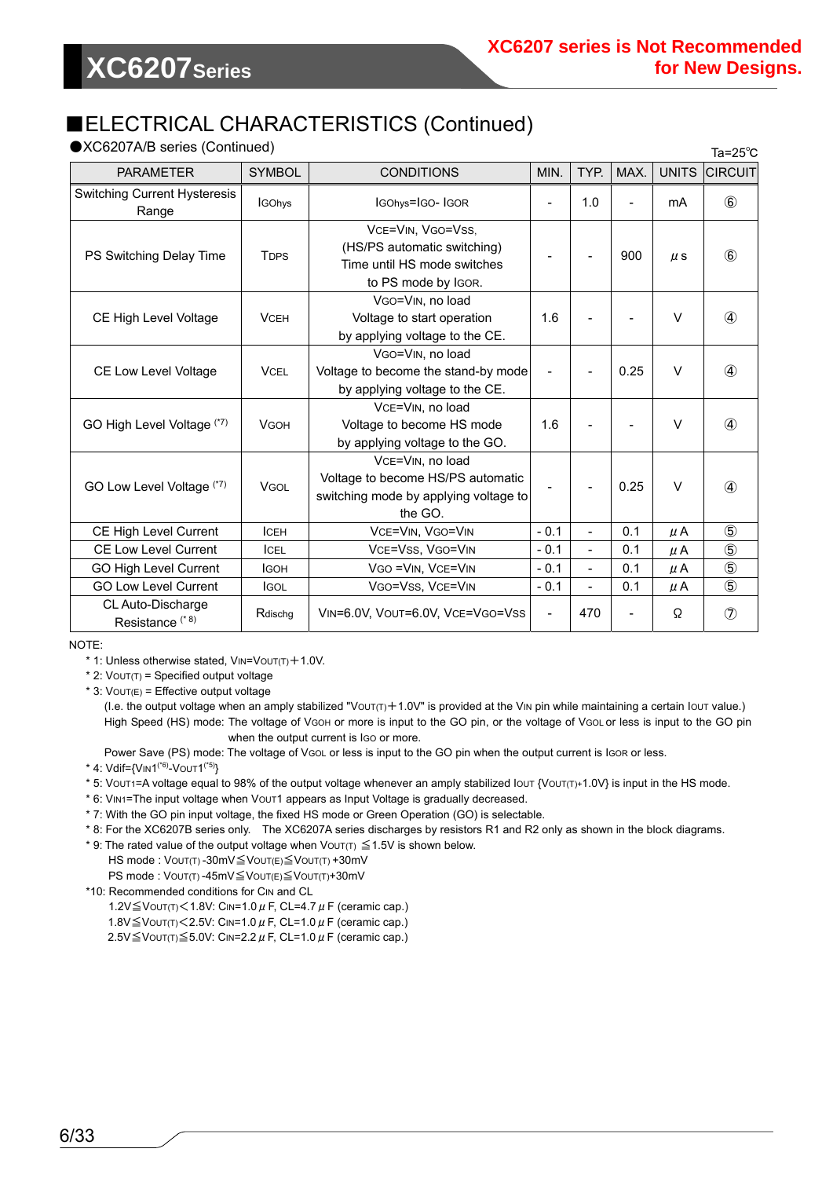## ■ELECTRICAL CHARACTERISTICS (Continued)

●XC6207A/B series (Continued)

Ta=25℃

| PARAMETER | SYMBOL | CONDITIONS | MIN. | TYP. | MAX. | UNITS | CIRCUIT |
|---|---|---|---|---|---|---|---|
| Switching Current Hysteresis Range | $I_{GOhys}$ | $I_{GOhys}=I_{GO}-I_{GOR}$ | - | 1.0 | - | mA | ⑥ |
| PS Switching Delay Time | $T_{DPS}$ | $V_{CE}=V_{IN}$, $V_{GO}=V_{SS}$, (HS/PS automatic switching) Time until HS mode switches to PS mode by $I_{GOR}$. | - | - | 900 | μs | ⑥ |
| CE High Level Voltage | $V_{CEH}$ | $V_{GO}=V_{IN}$, no load Voltage to start operation by applying voltage to the CE. | 1.6 | - | - | V | ④ |
| CE Low Level Voltage | $V_{CEL}$ | $V_{GO}=V_{IN}$, no load Voltage to become the stand-by mode by applying voltage to the CE. | - | - | 0.25 | V | ④ |
| GO High Level Voltage (*7) | $V_{GOH}$ | $V_{CE}=V_{IN}$, no load Voltage to become HS mode by applying voltage to the GO. | 1.6 | - | - | V | ④ |
| GO Low Level Voltage (*7) | $V_{GOL}$ | $V_{CE}=V_{IN}$, no load Voltage to become HS/PS automatic switching mode by applying voltage to the GO. | - | - | 0.25 | V | ④ |
| CE High Level Current | $I_{CEH}$ | $V_{CE}=V_{IN}$, $V_{GO}=V_{IN}$ | - 0.1 | - | 0.1 | μA | ⑤ |
| CE Low Level Current | $I_{CEL}$ | $V_{CE}=V_{SS}$, $V_{GO}=V_{IN}$ | - 0.1 | - | 0.1 | μA | ⑤ |
| GO High Level Current | $I_{GOH}$ | $V_{GO}=V_{IN}$, $V_{CE}=V_{IN}$ | - 0.1 | - | 0.1 | μA | ⑤ |
| GO Low Level Current | $I_{GOL}$ | $V_{GO}=V_{SS}$, $V_{CE}=V_{IN}$ | - 0.1 | - | 0.1 | μA | ⑤ |
| CL Auto-Discharge Resistance (*8) | $R_{dischg}$ | $V_{IN}$=6.0V, $V_{OUT}$=6.0V, $V_{CE}=V_{GO}=V_{SS}$ | - | 470 | - | Ω | ⑦ |

NOTE:

* 1: Unless otherwise stated, $V_{IN}=V_{OUT(T)}+1.0V$.
* 2: $V_{OUT(T)}$ = Specified output voltage
* 3: $V_{OUT(E)}$ = Effective output voltage
  (I.e. the output voltage when an amply stabilized "$V_{OUT(T)}$+1.0V" is provided at the $V_{IN}$ pin while maintaining a certain $I_{OUT}$ value.)
  High Speed (HS) mode: The voltage of $V_{GOH}$ or more is input to the GO pin, or the voltage of $V_{GOL}$ or less is input to the GO pin when the output current is $I_{GO}$ or more.
  Power Save (PS) mode: The voltage of $V_{GOL}$ or less is input to the GO pin when the output current is $I_{GOR}$ or less.
* 4: Vdif={$V_{IN1}$(*6)-$V_{OUT1}$(*5)}
* 5: $V_{OUT1}$=A voltage equal to 98% of the output voltage whenever an amply stabilized $I_{OUT}$ {$V_{OUT(T)}$+1.0V} is input in the HS mode.
* 6: $V_{IN1}$=The input voltage when $V_{OUT1}$ appears as Input Voltage is gradually decreased.
* 7: With the GO pin input voltage, the fixed HS mode or Green Operation (GO) is selectable.
* 8: For the XC6207B series only. The XC6207A series discharges by resistors R1 and R2 only as shown in the block diagrams.
* 9: The rated value of the output voltage when $V_{OUT(T)}$ ≦1.5V is shown below.
  HS mode : $V_{OUT(T)}$ -30mV≦$V_{OUT(E)}$≦$V_{OUT(T)}$ +30mV
  PS mode : $V_{OUT(T)}$ -45mV≦$V_{OUT(E)}$≦$V_{OUT(T)}$+30mV
*10: Recommended conditions for $C_{IN}$ and CL
  1.2V≦$V_{OUT(T)}$<1.8V: $C_{IN}$=1.0μF, CL=4.7μF (ceramic cap.)
  1.8V≦$V_{OUT(T)}$<2.5V: $C_{IN}$=1.0μF, CL=1.0μF (ceramic cap.)
  2.5V≦$V_{OUT(T)}$≦5.0V: $C_{IN}$=2.2μF, CL=1.0μF (ceramic cap.)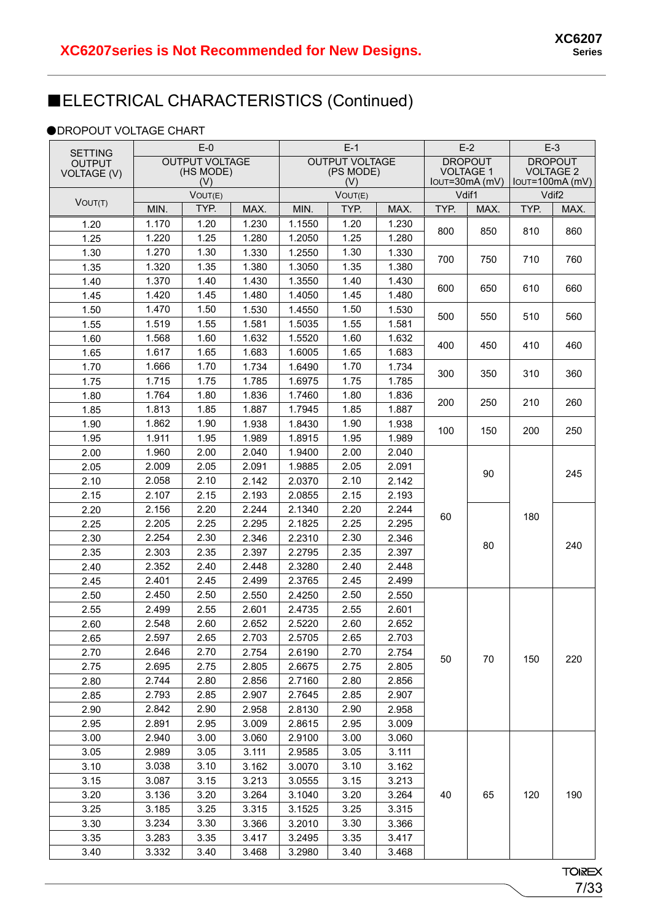**XC6207series is Not Recommended for New Designs.**

## ■ELECTRICAL CHARACTERISTICS (Continued)

●DROPOUT VOLTAGE CHART

| SETTING OUTPUT VOLTAGE (V) | E-0 OUTPUT VOLTAGE (HS MODE) (V) | | | E-1 OUTPUT VOLTAGE (PS MODE) (V) | | | E-2 DROPOUT VOLTAGE 1 $I_{OUT}$=30mA (mV) | | E-3 DROPOUT VOLTAGE 2 $I_{OUT}$=100mA (mV) | |
|---|---|---|---|---|---|---|---|---|---|---|
| $V_{OUT(T)}$ | $V_{OUT(E)}$ | | | $V_{OUT(E)}$ | | | Vdif1 | | Vdif2 | |
| | MIN. | TYP. | MAX. | MIN. | TYP. | MAX. | TYP. | MAX. | TYP. | MAX. |
| 1.20 | 1.170 | 1.20 | 1.230 | 1.1550 | 1.20 | 1.230 | 800 | 850 | 810 | 860 |
| 1.25 | 1.220 | 1.25 | 1.280 | 1.2050 | 1.25 | 1.280 | | | | |
| 1.30 | 1.270 | 1.30 | 1.330 | 1.2550 | 1.30 | 1.330 | 700 | 750 | 710 | 760 |
| 1.35 | 1.320 | 1.35 | 1.380 | 1.3050 | 1.35 | 1.380 | | | | |
| 1.40 | 1.370 | 1.40 | 1.430 | 1.3550 | 1.40 | 1.430 | 600 | 650 | 610 | 660 |
| 1.45 | 1.420 | 1.45 | 1.480 | 1.4050 | 1.45 | 1.480 | | | | |
| 1.50 | 1.470 | 1.50 | 1.530 | 1.4550 | 1.50 | 1.530 | 500 | 550 | 510 | 560 |
| 1.55 | 1.519 | 1.55 | 1.581 | 1.5035 | 1.55 | 1.581 | | | | |
| 1.60 | 1.568 | 1.60 | 1.632 | 1.5520 | 1.60 | 1.632 | 400 | 450 | 410 | 460 |
| 1.65 | 1.617 | 1.65 | 1.683 | 1.6005 | 1.65 | 1.683 | | | | |
| 1.70 | 1.666 | 1.70 | 1.734 | 1.6490 | 1.70 | 1.734 | 300 | 350 | 310 | 360 |
| 1.75 | 1.715 | 1.75 | 1.785 | 1.6975 | 1.75 | 1.785 | | | | |
| 1.80 | 1.764 | 1.80 | 1.836 | 1.7460 | 1.80 | 1.836 | 200 | 250 | 210 | 260 |
| 1.85 | 1.813 | 1.85 | 1.887 | 1.7945 | 1.85 | 1.887 | | | | |
| 1.90 | 1.862 | 1.90 | 1.938 | 1.8430 | 1.90 | 1.938 | 100 | 150 | 200 | 250 |
| 1.95 | 1.911 | 1.95 | 1.989 | 1.8915 | 1.95 | 1.989 | | | | |
| 2.00 | 1.960 | 2.00 | 2.040 | 1.9400 | 2.00 | 2.040 | 60 | 90 | 180 | 245 |
| 2.05 | 2.009 | 2.05 | 2.091 | 1.9885 | 2.05 | 2.091 | | | | |
| 2.10 | 2.058 | 2.10 | 2.142 | 2.0370 | 2.10 | 2.142 | | | | |
| 2.15 | 2.107 | 2.15 | 2.193 | 2.0855 | 2.15 | 2.193 | | | | |
| 2.20 | 2.156 | 2.20 | 2.244 | 2.1340 | 2.20 | 2.244 | | 80 | | 240 |
| 2.25 | 2.205 | 2.25 | 2.295 | 2.1825 | 2.25 | 2.295 | | | | |
| 2.30 | 2.254 | 2.30 | 2.346 | 2.2310 | 2.30 | 2.346 | | | | |
| 2.35 | 2.303 | 2.35 | 2.397 | 2.2795 | 2.35 | 2.397 | | | | |
| 2.40 | 2.352 | 2.40 | 2.448 | 2.3280 | 2.40 | 2.448 | | | | |
| 2.45 | 2.401 | 2.45 | 2.499 | 2.3765 | 2.45 | 2.499 | | | | |
| 2.50 | 2.450 | 2.50 | 2.550 | 2.4250 | 2.50 | 2.550 | 50 | 70 | 150 | 220 |
| 2.55 | 2.499 | 2.55 | 2.601 | 2.4735 | 2.55 | 2.601 | | | | |
| 2.60 | 2.548 | 2.60 | 2.652 | 2.5220 | 2.60 | 2.652 | | | | |
| 2.65 | 2.597 | 2.65 | 2.703 | 2.5705 | 2.65 | 2.703 | | | | |
| 2.70 | 2.646 | 2.70 | 2.754 | 2.6190 | 2.70 | 2.754 | | | | |
| 2.75 | 2.695 | 2.75 | 2.805 | 2.6675 | 2.75 | 2.805 | | | | |
| 2.80 | 2.744 | 2.80 | 2.856 | 2.7160 | 2.80 | 2.856 | | | | |
| 2.85 | 2.793 | 2.85 | 2.907 | 2.7645 | 2.85 | 2.907 | | | | |
| 2.90 | 2.842 | 2.90 | 2.958 | 2.8130 | 2.90 | 2.958 | | | | |
| 2.95 | 2.891 | 2.95 | 3.009 | 2.8615 | 2.95 | 3.009 | | | | |
| 3.00 | 2.940 | 3.00 | 3.060 | 2.9100 | 3.00 | 3.060 | 40 | 65 | 120 | 190 |
| 3.05 | 2.989 | 3.05 | 3.111 | 2.9585 | 3.05 | 3.111 | | | | |
| 3.10 | 3.038 | 3.10 | 3.162 | 3.0070 | 3.10 | 3.162 | | | | |
| 3.15 | 3.087 | 3.15 | 3.213 | 3.0555 | 3.15 | 3.213 | | | | |
| 3.20 | 3.136 | 3.20 | 3.264 | 3.1040 | 3.20 | 3.264 | | | | |
| 3.25 | 3.185 | 3.25 | 3.315 | 3.1525 | 3.25 | 3.315 | | | | |
| 3.30 | 3.234 | 3.30 | 3.366 | 3.2010 | 3.30 | 3.366 | | | | |
| 3.35 | 3.283 | 3.35 | 3.417 | 3.2495 | 3.35 | 3.417 | | | | |
| 3.40 | 3.332 | 3.40 | 3.468 | 3.2980 | 3.40 | 3.468 | | | | |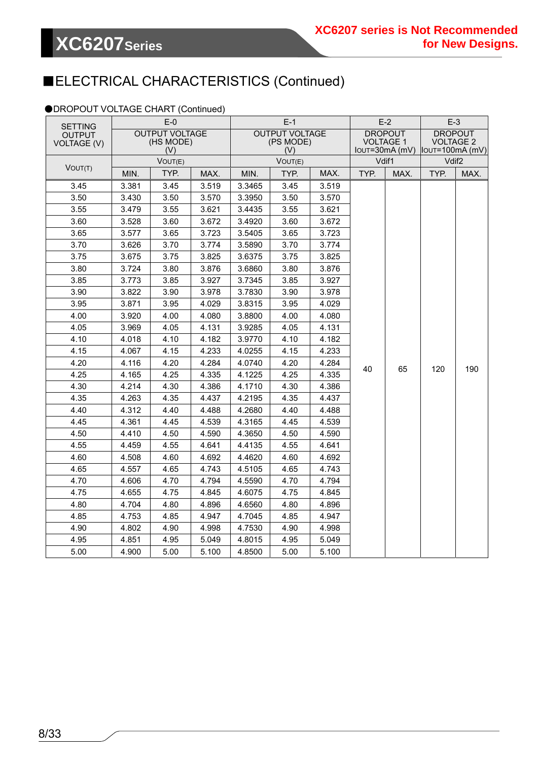XC6207 series is Not Recommended for New Designs.

## ■ELECTRICAL CHARACTERISTICS (Continued)

●DROPOUT VOLTAGE CHART (Continued)

| SETTING OUTPUT VOLTAGE (V) | E-0 OUTPUT VOLTAGE (HS MODE) (V) | | | E-1 OUTPUT VOLTAGE (PS MODE) (V) | | | E-2 DROPOUT VOLTAGE 1 IOUT=30mA (mV) | | E-3 DROPOUT VOLTAGE 2 IOUT=100mA (mV) | |
|---|---|---|---|---|---|---|---|---|---|---|
| VOUT(T) | VOUT(E) | | | VOUT(E) | | | Vdif1 | | Vdif2 | |
| | MIN. | TYP. | MAX. | MIN. | TYP. | MAX. | TYP. | MAX. | TYP. | MAX. |
| 3.45 | 3.381 | 3.45 | 3.519 | 3.3465 | 3.45 | 3.519 | 40 | 65 | 120 | 190 |
| 3.50 | 3.430 | 3.50 | 3.570 | 3.3950 | 3.50 | 3.570 | | | | |
| 3.55 | 3.479 | 3.55 | 3.621 | 3.4435 | 3.55 | 3.621 | | | | |
| 3.60 | 3.528 | 3.60 | 3.672 | 3.4920 | 3.60 | 3.672 | | | | |
| 3.65 | 3.577 | 3.65 | 3.723 | 3.5405 | 3.65 | 3.723 | | | | |
| 3.70 | 3.626 | 3.70 | 3.774 | 3.5890 | 3.70 | 3.774 | | | | |
| 3.75 | 3.675 | 3.75 | 3.825 | 3.6375 | 3.75 | 3.825 | | | | |
| 3.80 | 3.724 | 3.80 | 3.876 | 3.6860 | 3.80 | 3.876 | | | | |
| 3.85 | 3.773 | 3.85 | 3.927 | 3.7345 | 3.85 | 3.927 | | | | |
| 3.90 | 3.822 | 3.90 | 3.978 | 3.7830 | 3.90 | 3.978 | | | | |
| 3.95 | 3.871 | 3.95 | 4.029 | 3.8315 | 3.95 | 4.029 | | | | |
| 4.00 | 3.920 | 4.00 | 4.080 | 3.8800 | 4.00 | 4.080 | | | | |
| 4.05 | 3.969 | 4.05 | 4.131 | 3.9285 | 4.05 | 4.131 | | | | |
| 4.10 | 4.018 | 4.10 | 4.182 | 3.9770 | 4.10 | 4.182 | | | | |
| 4.15 | 4.067 | 4.15 | 4.233 | 4.0255 | 4.15 | 4.233 | | | | |
| 4.20 | 4.116 | 4.20 | 4.284 | 4.0740 | 4.20 | 4.284 | | | | |
| 4.25 | 4.165 | 4.25 | 4.335 | 4.1225 | 4.25 | 4.335 | | | | |
| 4.30 | 4.214 | 4.30 | 4.386 | 4.1710 | 4.30 | 4.386 | | | | |
| 4.35 | 4.263 | 4.35 | 4.437 | 4.2195 | 4.35 | 4.437 | | | | |
| 4.40 | 4.312 | 4.40 | 4.488 | 4.2680 | 4.40 | 4.488 | | | | |
| 4.45 | 4.361 | 4.45 | 4.539 | 4.3165 | 4.45 | 4.539 | | | | |
| 4.50 | 4.410 | 4.50 | 4.590 | 4.3650 | 4.50 | 4.590 | | | | |
| 4.55 | 4.459 | 4.55 | 4.641 | 4.4135 | 4.55 | 4.641 | | | | |
| 4.60 | 4.508 | 4.60 | 4.692 | 4.4620 | 4.60 | 4.692 | | | | |
| 4.65 | 4.557 | 4.65 | 4.743 | 4.5105 | 4.65 | 4.743 | | | | |
| 4.70 | 4.606 | 4.70 | 4.794 | 4.5590 | 4.70 | 4.794 | | | | |
| 4.75 | 4.655 | 4.75 | 4.845 | 4.6075 | 4.75 | 4.845 | | | | |
| 4.80 | 4.704 | 4.80 | 4.896 | 4.6560 | 4.80 | 4.896 | | | | |
| 4.85 | 4.753 | 4.85 | 4.947 | 4.7045 | 4.85 | 4.947 | | | | |
| 4.90 | 4.802 | 4.90 | 4.998 | 4.7530 | 4.90 | 4.998 | | | | |
| 4.95 | 4.851 | 4.95 | 5.049 | 4.8015 | 4.95 | 5.049 | | | | |
| 5.00 | 4.900 | 5.00 | 5.100 | 4.8500 | 5.00 | 5.100 | | | | |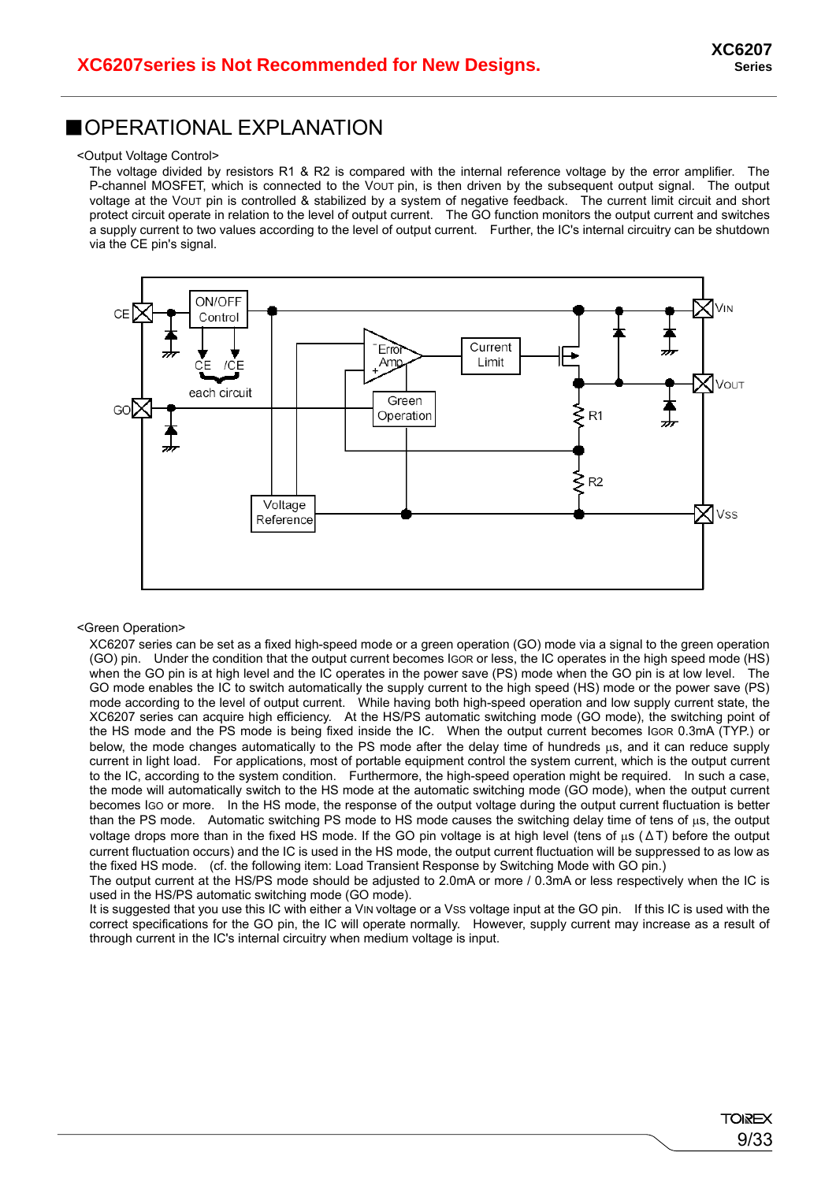**XC6207series is Not Recommended for New Designs.**

## ■OPERATIONAL EXPLANATION

<Output Voltage Control>

The voltage divided by resistors R1 & R2 is compared with the internal reference voltage by the error amplifier. The P-channel MOSFET, which is connected to the $V_{OUT}$ pin, is then driven by the subsequent output signal. The output voltage at the $V_{OUT}$ pin is controlled & stabilized by a system of negative feedback. The current limit circuit and short protect circuit operate in relation to the level of output current. The GO function monitors the output current and switches a supply current to two values according to the level of output current. Further, the IC's internal circuitry can be shutdown via the CE pin's signal.

<Green Operation>

XC6207 series can be set as a fixed high-speed mode or a green operation (GO) mode via a signal to the green operation (GO) pin. Under the condition that the output current becomes $I_{GOR}$ or less, the IC operates in the high speed mode (HS) when the GO pin is at high level and the IC operates in the power save (PS) mode when the GO pin is at low level. The GO mode enables the IC to switch automatically the supply current to the high speed (HS) mode or the power save (PS) mode according to the level of output current. While having both high-speed operation and low supply current state, the XC6207 series can acquire high efficiency. At the HS/PS automatic switching mode (GO mode), the switching point of the HS mode and the PS mode is being fixed inside the IC. When the output current becomes $I_{GOR}$ 0.3mA (TYP.) or below, the mode changes automatically to the PS mode after the delay time of hundreds μs, and it can reduce supply current in light load. For applications, most of portable equipment control the system current, which is the output current to the IC, according to the system condition. Furthermore, the high-speed operation might be required. In such a case, the mode will automatically switch to the HS mode at the automatic switching mode (GO mode), when the output current becomes $I_{GO}$ or more. In the HS mode, the response of the output voltage during the output current fluctuation is better than the PS mode. Automatic switching PS mode to HS mode causes the switching delay time of tens of μs, the output voltage drops more than in the fixed HS mode. If the GO pin voltage is at high level (tens of μs ($\Delta$T) before the output current fluctuation occurs) and the IC is used in the HS mode, the output current fluctuation will be suppressed to as low as the fixed HS mode. (cf. the following item: Load Transient Response by Switching Mode with GO pin.)

The output current at the HS/PS mode should be adjusted to 2.0mA or more / 0.3mA or less respectively when the IC is used in the HS/PS automatic switching mode (GO mode).

It is suggested that you use this IC with either a $V_{IN}$ voltage or a $V_{SS}$ voltage input at the GO pin. If this IC is used with the correct specifications for the GO pin, the IC will operate normally. However, supply current may increase as a result of through current in the IC's internal circuitry when medium voltage is input.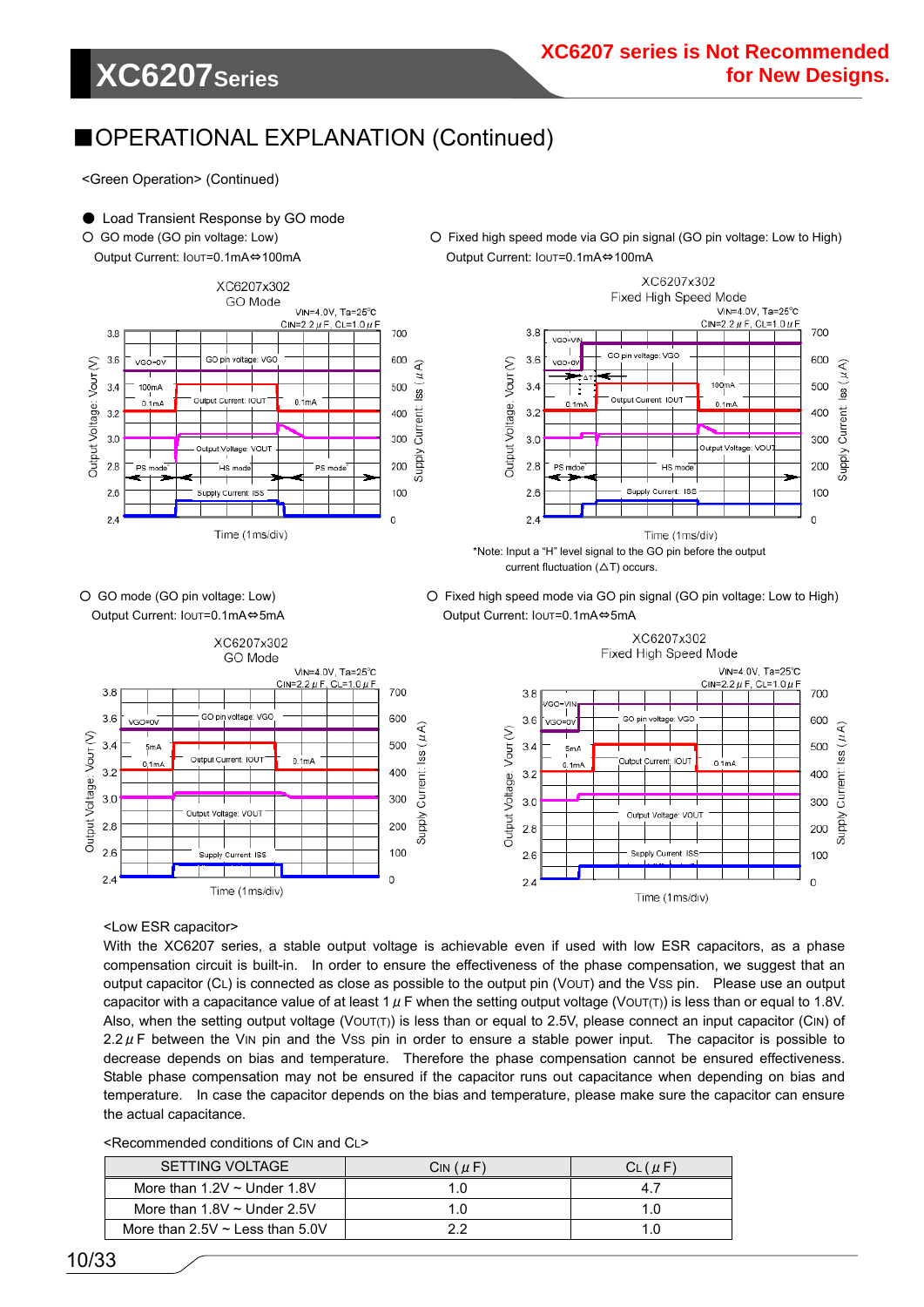XC6207 series is Not Recommended for New Designs.

## ■OPERATIONAL EXPLANATION (Continued)

<Green Operation> (Continued)

● Load Transient Response by GO mode

○ GO mode (GO pin voltage: Low)

Output Current: $I_{OUT}$=0.1mA⇔100mA

○ Fixed high speed mode via GO pin signal (GO pin voltage: Low to High)

Output Current: $I_{OUT}$=0.1mA⇔100mA

*Note: Input a "H" level signal to the GO pin before the output current fluctuation (ΔT) occurs.

○ GO mode (GO pin voltage: Low)

Output Current: $I_{OUT}$=0.1mA⇔5mA

○ Fixed high speed mode via GO pin signal (GO pin voltage: Low to High)

Output Current: $I_{OUT}$=0.1mA⇔5mA

<Low ESR capacitor>

With the XC6207 series, a stable output voltage is achievable even if used with low ESR capacitors, as a phase compensation circuit is built-in. In order to ensure the effectiveness of the phase compensation, we suggest that an output capacitor ($C_L$) is connected as close as possible to the output pin ($V_{OUT}$) and the Vss pin. Please use an output capacitor with a capacitance value of at least 1μF when the setting output voltage ($V_{OUT(T)}$) is less than or equal to 1.8V. Also, when the setting output voltage ($V_{OUT(T)}$) is less than or equal to 2.5V, please connect an input capacitor ($C_{IN}$) of 2.2μF between the $V_{IN}$ pin and the $V_{SS}$ pin in order to ensure a stable power input. The capacitor is possible to decrease depends on bias and temperature. Therefore the phase compensation cannot be ensured effectiveness. Stable phase compensation may not be ensured if the capacitor runs out capacitance when depending on bias and temperature. In case the capacitor depends on the bias and temperature, please make sure the capacitor can ensure the actual capacitance.

<Recommended conditions of $C_{IN}$ and $C_L$>

| SETTING VOLTAGE | $C_{IN}$ (μF) | $C_L$ (μF) |
|---|---|---|
| More than 1.2V ~ Under 1.8V | 1.0 | 4.7 |
| More than 1.8V ~ Under 2.5V | 1.0 | 1.0 |
| More than 2.5V ~ Less than 5.0V | 2.2 | 1.0 |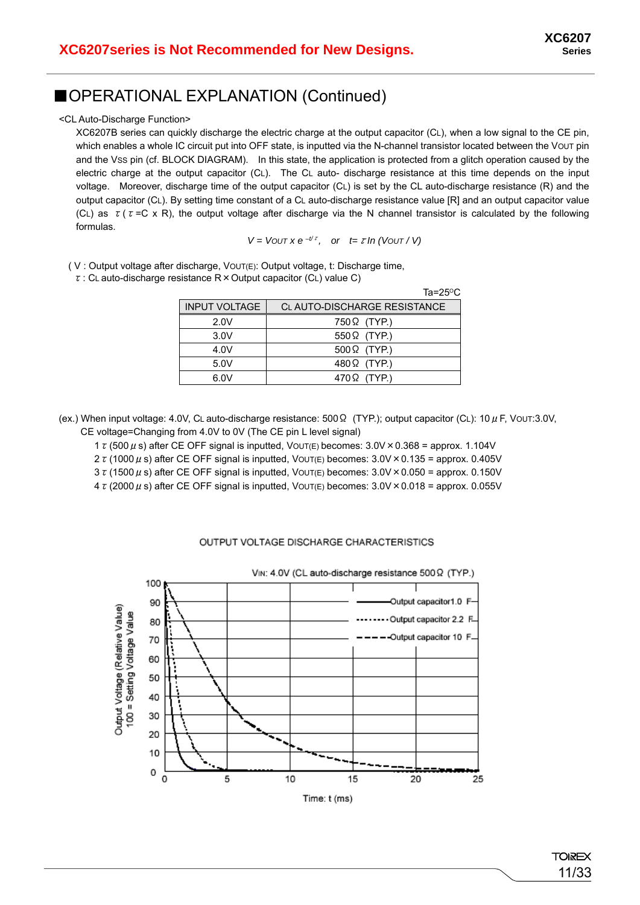XC6207series is Not Recommended for New Designs.

## ■OPERATIONAL EXPLANATION (Continued)

<CL Auto-Discharge Function>

XC6207B series can quickly discharge the electric charge at the output capacitor ($C_L$), when a low signal to the CE pin, which enables a whole IC circuit put into OFF state, is inputted via the N-channel transistor located between the $V_{OUT}$ pin and the $V_{SS}$ pin (cf. BLOCK DIAGRAM). In this state, the application is protected from a glitch operation caused by the electric charge at the output capacitor ($C_L$). The $C_L$ auto- discharge resistance at this time depends on the input voltage. Moreover, discharge time of the output capacitor ($C_L$) is set by the $C_L$ auto-discharge resistance (R) and the output capacitor ($C_L$). By setting time constant of a $C_L$ auto-discharge resistance value [R] and an output capacitor value ($C_L$) as $\tau$ ( $\tau$ =C x R), the output voltage after discharge via the N channel transistor is calculated by the following formulas.

$$V = V_{OUT} \times e^{-t/\tau}, \quad \text{or} \quad t = \tau \ln (V_{OUT} / V)$$

( V : Output voltage after discharge, $V_{OUT(E)}$: Output voltage, t: Discharge time,
$\tau$ : $C_L$ auto-discharge resistance R × Output capacitor ($C_L$) value C)

Ta=25°C

| INPUT VOLTAGE | $C_L$ AUTO-DISCHARGE RESISTANCE |
|---|---|
| 2.0V | 750Ω (TYP.) |
| 3.0V | 550Ω (TYP.) |
| 4.0V | 500Ω (TYP.) |
| 5.0V | 480Ω (TYP.) |
| 6.0V | 470Ω (TYP.) |

(ex.) When input voltage: 4.0V, $C_L$ auto-discharge resistance: 500Ω (TYP.); output capacitor ($C_L$): 10μF, $V_{OUT}$:3.0V, CE voltage=Changing from 4.0V to 0V (The CE pin L level signal)

1$\tau$ (500μs) after CE OFF signal is inputted, $V_{OUT(E)}$ becomes: 3.0V × 0.368 = approx. 1.104V
2$\tau$ (1000μs) after CE OFF signal is inputted, $V_{OUT(E)}$ becomes: 3.0V × 0.135 = approx. 0.405V
3$\tau$ (1500μs) after CE OFF signal is inputted, $V_{OUT(E)}$ becomes: 3.0V × 0.050 = approx. 0.150V
4$\tau$ (2000μs) after CE OFF signal is inputted, $V_{OUT(E)}$ becomes: 3.0V × 0.018 = approx. 0.055V

OUTPUT VOLTAGE DISCHARGE CHARACTERISTICS

$V_{IN}$: 4.0V ($C_L$ auto-discharge resistance 500Ω (TYP.)

(Graph: Output Voltage (Relative Value) 100 = Setting Voltage Value, 0 to 100, vs. Time: t (ms), 0 to 25. Curves: Output capacitor 1.0 μF (solid), Output capacitor 2.2 μF (dotted), Output capacitor 10 μF (dashed).)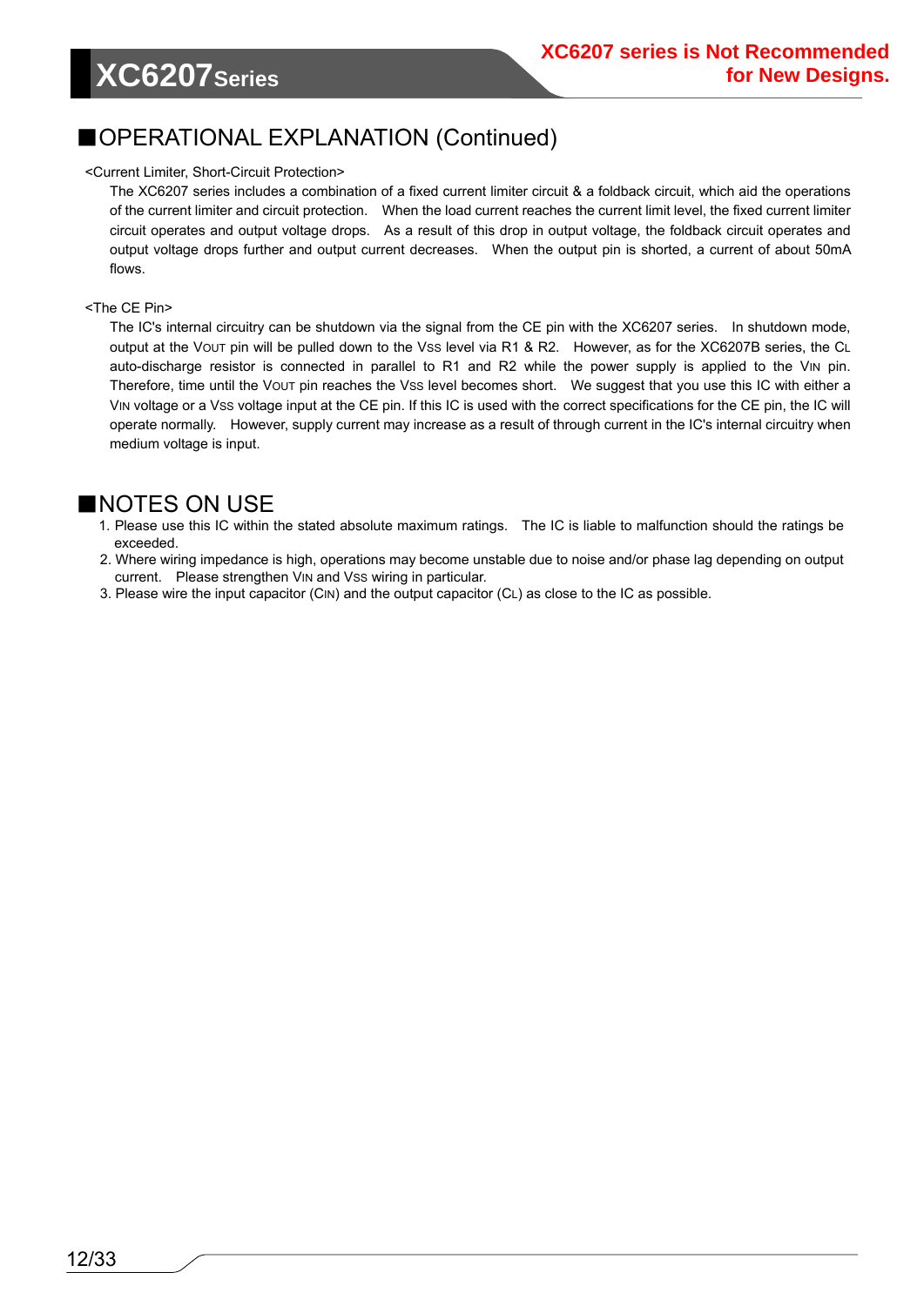## ■OPERATIONAL EXPLANATION (Continued)

<Current Limiter, Short-Circuit Protection>

The XC6207 series includes a combination of a fixed current limiter circuit & a foldback circuit, which aid the operations of the current limiter and circuit protection. When the load current reaches the current limit level, the fixed current limiter circuit operates and output voltage drops. As a result of this drop in output voltage, the foldback circuit operates and output voltage drops further and output current decreases. When the output pin is shorted, a current of about 50mA flows.

<The CE Pin>

The IC's internal circuitry can be shutdown via the signal from the CE pin with the XC6207 series. In shutdown mode, output at the $V_{OUT}$ pin will be pulled down to the $V_{SS}$ level via R1 & R2. However, as for the XC6207B series, the $C_L$ auto-discharge resistor is connected in parallel to R1 and R2 while the power supply is applied to the $V_{IN}$ pin. Therefore, time until the $V_{OUT}$ pin reaches the $V_{SS}$ level becomes short. We suggest that you use this IC with either a $V_{IN}$ voltage or a $V_{SS}$ voltage input at the CE pin. If this IC is used with the correct specifications for the CE pin, the IC will operate normally. However, supply current may increase as a result of through current in the IC's internal circuitry when medium voltage is input.

## ■NOTES ON USE

1. Please use this IC within the stated absolute maximum ratings. The IC is liable to malfunction should the ratings be exceeded.
2. Where wiring impedance is high, operations may become unstable due to noise and/or phase lag depending on output current. Please strengthen $V_{IN}$ and $V_{SS}$ wiring in particular.
3. Please wire the input capacitor ($C_{IN}$) and the output capacitor ($C_L$) as close to the IC as possible.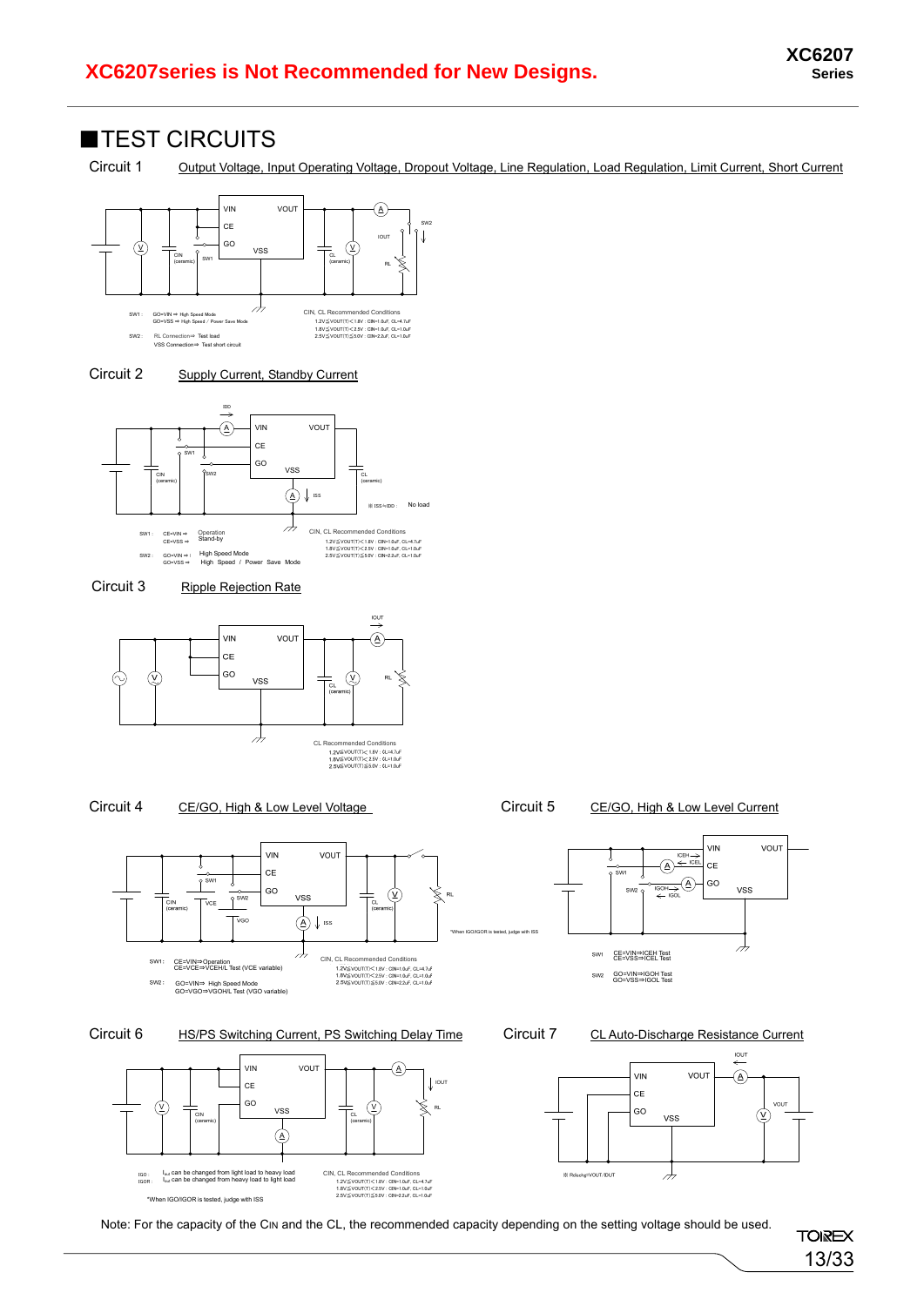# ■TEST CIRCUITS

Circuit 1 Output Voltage, Input Operating Voltage, Dropout Voltage, Line Regulation, Load Regulation, Limit Current, Short Current

SW1 : GO=VIN ⇒ High Speed Mode
GO=VSS ⇒ High Speed / Power Save Mode

SW2 : RL Connection⇒ Test load
VSS Connection⇒ Test short circuit

CIN, CL Recommended Conditions
1.2V≦VOUT(T)<1.8V : CIN=1.0μF, CL=4.7μF
1.8V≦VOUT(T)<2.5V : CIN=1.0μF, CL=1.0μF
2.5V≦VOUT(T)≦5.0V : CIN=2.2μF, CL=1.0μF

Circuit 2 Supply Current, Standby Current

※ ISS≒IDD : No load

SW1 : CE=VIN ⇒ Operation
CE=VSS ⇒ Stand-by

SW2 : GO=VIN ⇒ High Speed Mode
GO=VSS ⇒ High Speed / Power Save Mode

CIN, CL Recommended Conditions
1.2V≦VOUT(T)<1.8V : CIN=1.0μF, CL=4.7μF
1.8V≦VOUT(T)<2.5V : CIN=1.0μF, CL=1.0μF
2.5V≦VOUT(T)≦5.0V : CIN=2.2μF, CL=1.0μF

Circuit 3 Ripple Rejection Rate

CL Recommended Conditions
1.2V≦VOUT(T)< 1.8V : CL=4.7μF
1.8V≦VOUT(T)< 2.5V : CL=1.0μF
2.5V≦VOUT(T)≦5.0V : CL=1.0μF

Circuit 4 CE/GO, High & Low Level Voltage

*When IGO/IGOR is tested, judge with ISS

SW1: CE=VIN⇒Operation
CE=VCE⇒VCEH/L Test (VCE variable)

SW2 : GO=VIN⇒ High Speed Mode
GO=VGO⇒VGOH/L Test (VGO variable)

CIN, CL Recommended Conditions
1.2V≦VOUT(T)<1.8V : CIN=1.0μF, CL=4.7μF
1.8V≦VOUT(T)<2.5V : CIN=1.0μF, CL=1.0μF
2.5V≦VOUT(T)≦5.0V : CIN=2.2μF, CL=1.0μF

Circuit 5 CE/GO, High & Low Level Current

SW1 CE=VIN⇒ICEH Test
CE=VSS⇒ICEL Test

SW2 GO=VIN⇒IGOH Test
GO=VSS⇒IGOL Test

Circuit 6 HS/PS Switching Current, PS Switching Delay Time

IGO : $I_{out}$ can be changed from light load to heavy load
IGOR : $I_{out}$ can be changed from heavy load to light load

*When IGO/IGOR is tested, judge with ISS

CIN, CL Recommended Conditions
1.2V≦VOUT(T)<1.8V : CIN=1.0μF, CL=4.7μF
1.8V≦VOUT(T)<2.5V : CIN=1.0μF, CL=1.0μF
2.5V≦VOUT(T)≦5.0V : CIN=2.2μF, CL=1.0μF

Circuit 7 CL Auto-Discharge Resistance Current

※ Rdischg=VOUT/IDUT

Note: For the capacity of the CIN and the CL, the recommended capacity depending on the setting voltage should be used.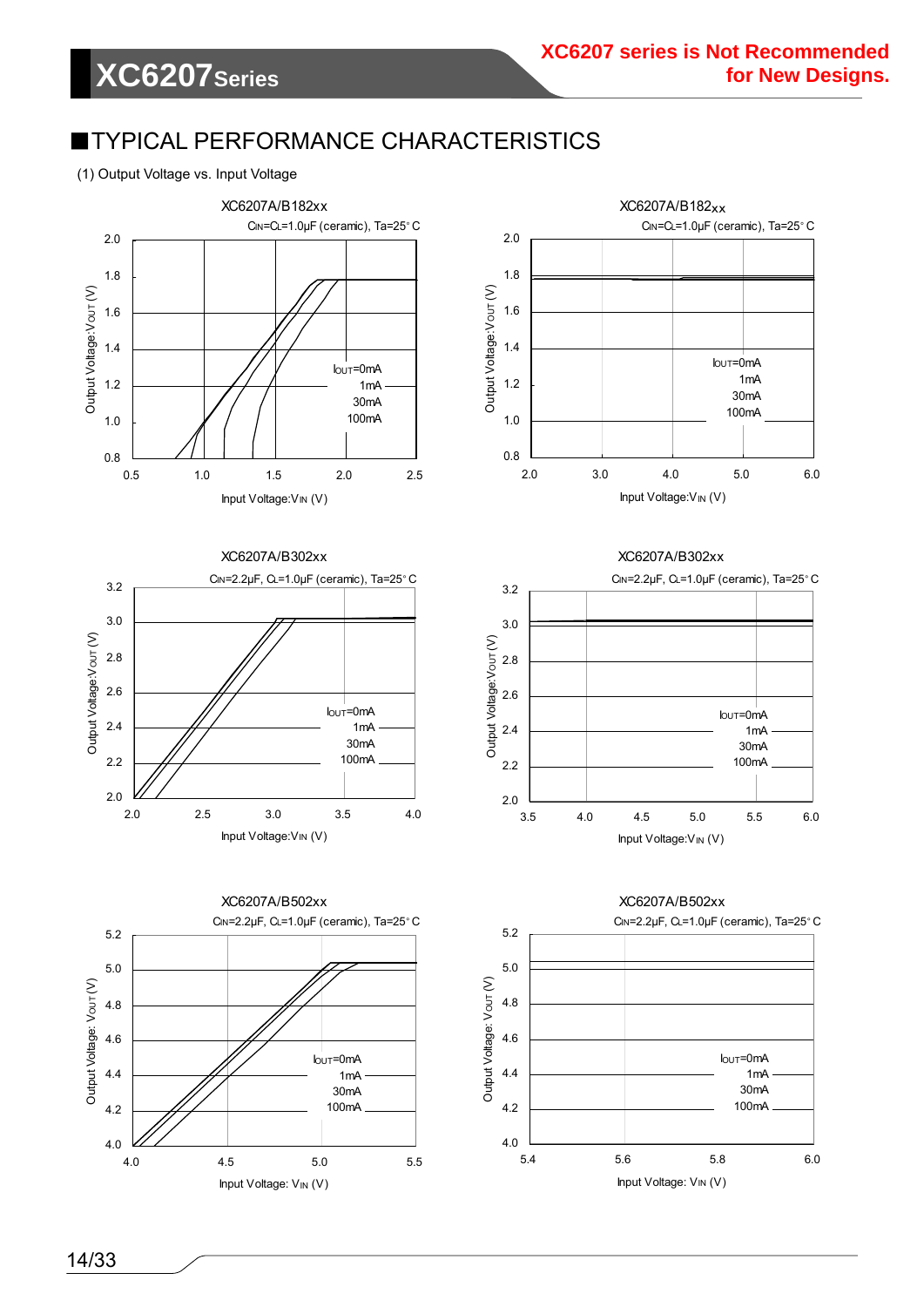XC6207 series is Not Recommended for New Designs.

## ■TYPICAL PERFORMANCE CHARACTERISTICS

(1) Output Voltage vs. Input Voltage

XC6207A/B182xx

$C_{IN}$=$C_L$=1.0μF (ceramic), Ta=25°C

Output Voltage: $V_{OUT}$ (V) — 0.8, 1.0, 1.2, 1.4, 1.6, 1.8, 2.0

Input Voltage: $V_{IN}$ (V) — 0.5, 1.0, 1.5, 2.0, 2.5

$I_{OUT}$=0mA, 1mA, 30mA, 100mA

XC6207A/B182xx

$C_{IN}$=$C_L$=1.0μF (ceramic), Ta=25°C

Output Voltage: $V_{OUT}$ (V) — 0.8, 1.0, 1.2, 1.4, 1.6, 1.8, 2.0

Input Voltage: $V_{IN}$ (V) — 2.0, 3.0, 4.0, 5.0, 6.0

$I_{OUT}$=0mA, 1mA, 30mA, 100mA

XC6207A/B302xx

$C_{IN}$=2.2μF, $C_L$=1.0μF (ceramic), Ta=25°C

Output Voltage: $V_{OUT}$ (V) — 2.0, 2.2, 2.4, 2.6, 2.8, 3.0, 3.2

Input Voltage: $V_{IN}$ (V) — 2.0, 2.5, 3.0, 3.5, 4.0

$I_{OUT}$=0mA, 1mA, 30mA, 100mA

XC6207A/B302xx

$C_{IN}$=2.2μF, $C_L$=1.0μF (ceramic), Ta=25°C

Output Voltage: $V_{OUT}$ (V) — 2.0, 2.2, 2.4, 2.6, 2.8, 3.0, 3.2

Input Voltage: $V_{IN}$ (V) — 3.5, 4.0, 4.5, 5.0, 5.5, 6.0

$I_{OUT}$=0mA, 1mA, 30mA, 100mA

XC6207A/B502xx

$C_{IN}$=2.2μF, $C_L$=1.0μF (ceramic), Ta=25°C

Output Voltage: $V_{OUT}$ (V) — 4.0, 4.2, 4.4, 4.6, 4.8, 5.0, 5.2

Input Voltage: $V_{IN}$ (V) — 4.0, 4.5, 5.0, 5.5

$I_{OUT}$=0mA, 1mA, 30mA, 100mA

XC6207A/B502xx

$C_{IN}$=2.2μF, $C_L$=1.0μF (ceramic), Ta=25°C

Output Voltage: $V_{OUT}$ (V) — 4.0, 4.2, 4.4, 4.6, 4.8, 5.0, 5.2

Input Voltage: $V_{IN}$ (V) — 5.4, 5.6, 5.8, 6.0

$I_{OUT}$=0mA, 1mA, 30mA, 100mA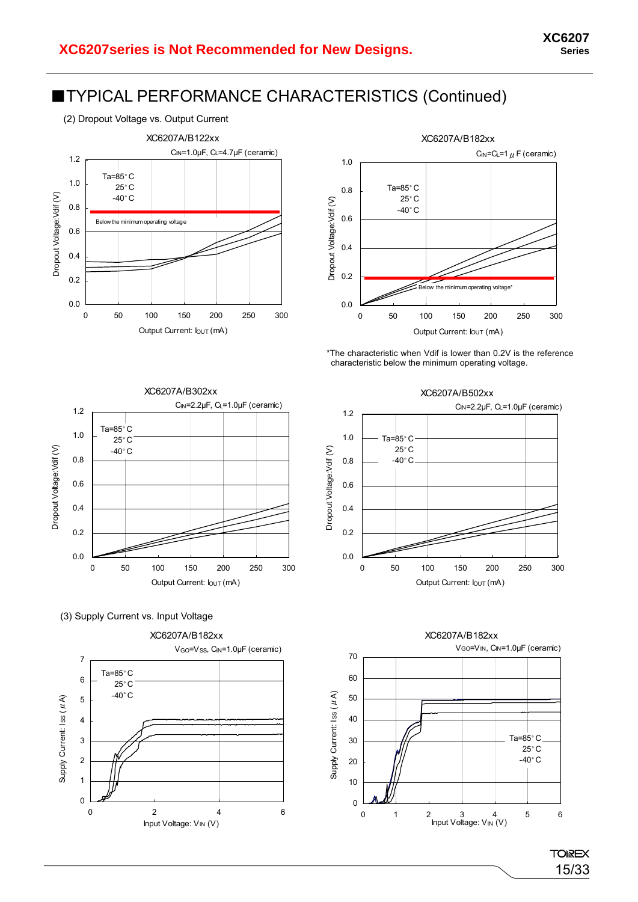**XC6207series is Not Recommended for New Designs.**

# ■TYPICAL PERFORMANCE CHARACTERISTICS (Continued)

(2) Dropout Voltage vs. Output Current

XC6207A/B122xx

$C_{IN}$=1.0μF, $C_L$=4.7μF (ceramic)

Ta=85°C
25°C
-40°C

Below the minimum operating voltage

Dropout Voltage:Vdif (V)

Output Current: $I_{OUT}$ (mA)

XC6207A/B182xx

$C_{IN}$=$C_L$=1μF (ceramic)

Ta=85°C
25°C
-40°C

Below the minimum operating voltage*

Dropout Voltage:Vdif (V)

Output Current: $I_{OUT}$ (mA)

*The characteristic when Vdif is lower than 0.2V is the reference characteristic below the minimum operating voltage.

XC6207A/B302xx

$C_{IN}$=2.2μF, $C_L$=1.0μF (ceramic)

Ta=85°C
25°C
-40°C

Dropout Voltage:Vdif (V)

Output Current: $I_{OUT}$ (mA)

XC6207A/B502xx

$C_{IN}$=2.2μF, $C_L$=1.0μF (ceramic)

Ta=85°C
25°C
-40°C

Dropout Voltage:Vdif (V)

Output Current: $I_{OUT}$ (mA)

(3) Supply Current vs. Input Voltage

XC6207A/B182xx

$V_{GO}$=$V_{SS}$, $C_{IN}$=1.0μF (ceramic)

Ta=85°C
25°C
-40°C

Supply Current: Iss (μA)

Input Voltage: $V_{IN}$ (V)

XC6207A/B182xx

$V_{GO}$=$V_{IN}$, $C_{IN}$=1.0μF (ceramic)

Ta=85°C
25°C
-40°C

Supply Current: Iss (μA)

Input Voltage: $V_{IN}$ (V)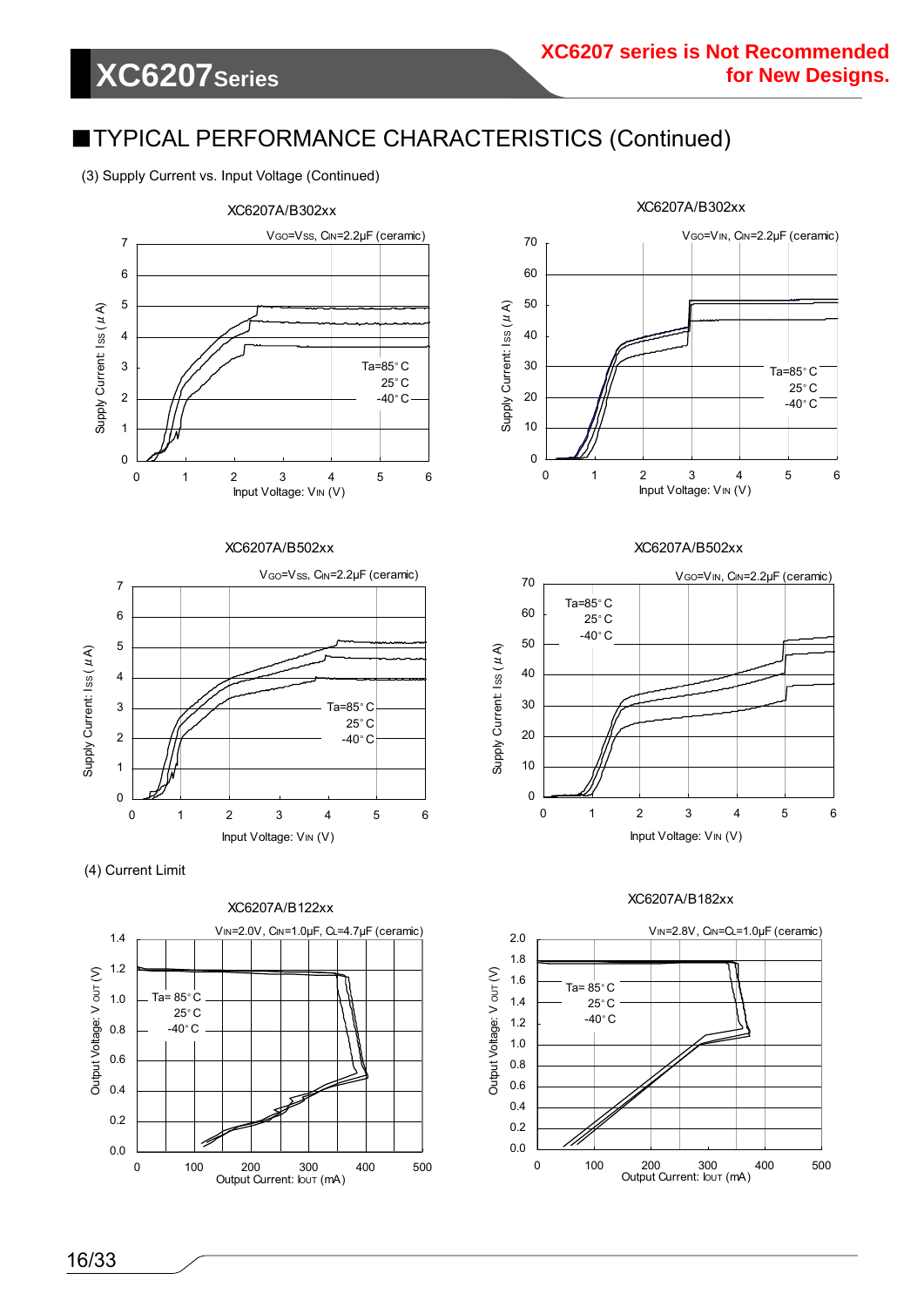XC6207 series is Not Recommended for New Designs.

## ■TYPICAL PERFORMANCE CHARACTERISTICS (Continued)

(3) Supply Current vs. Input Voltage (Continued)

XC6207A/B302xx

$V_{GO}=V_{SS}$, $C_{IN}$=2.2μF (ceramic)

Ta=85°C, 25°C, -40°C

Supply Current: Iss (μA) vs. Input Voltage: $V_{IN}$ (V)

XC6207A/B302xx

$V_{GO}=V_{IN}$, $C_{IN}$=2.2μF (ceramic)

Ta=85°C, 25°C, -40°C

Supply Current: Iss (μA) vs. Input Voltage: $V_{IN}$ (V)

XC6207A/B502xx

$V_{GO}=V_{SS}$, $C_{IN}$=2.2μF (ceramic)

Ta=85°C, 25°C, -40°C

Supply Current: Iss (μA) vs. Input Voltage: $V_{IN}$ (V)

XC6207A/B502xx

$V_{GO}=V_{IN}$, $C_{IN}$=2.2μF (ceramic)

Ta=85°C, 25°C, -40°C

Supply Current: Iss (μA) vs. Input Voltage: $V_{IN}$ (V)

(4) Current Limit

XC6207A/B122xx

$V_{IN}$=2.0V, $C_{IN}$=1.0μF, $C_L$=4.7μF (ceramic)

Ta= 85°C, 25°C, -40°C

Output Voltage: $V_{OUT}$ (V) vs. Output Current: $I_{OUT}$ (mA)

XC6207A/B182xx

$V_{IN}$=2.8V, $C_{IN}$=$C_L$=1.0μF (ceramic)

Ta= 85°C, 25°C, -40°C

Output Voltage: $V_{OUT}$ (V) vs. Output Current: $I_{OUT}$ (mA)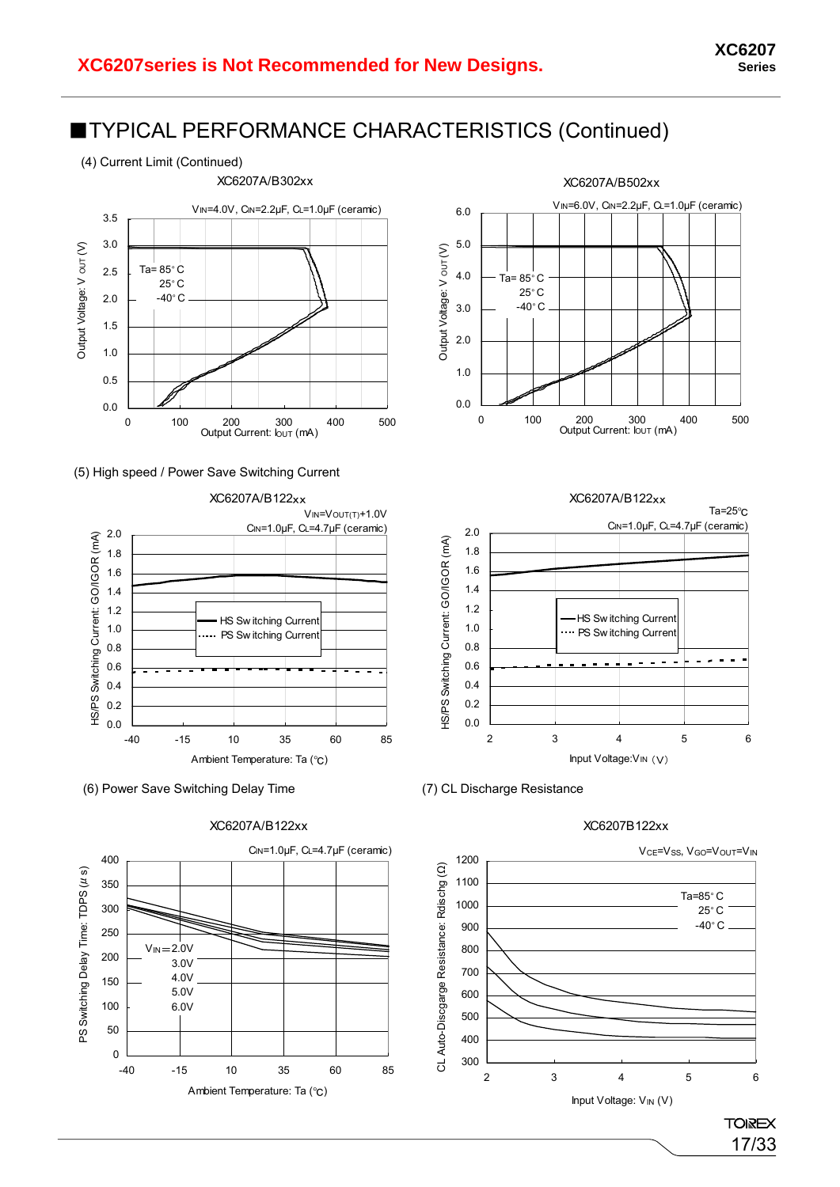**XC6207series is Not Recommended for New Designs.**

## ■TYPICAL PERFORMANCE CHARACTERISTICS (Continued)

(4) Current Limit (Continued)

XC6207A/B302xx

$V_{IN}$=4.0V, $C_{IN}$=2.2μF, $C_L$=1.0μF (ceramic)

Ta= 85° C
25° C
-40° C

Output Voltage: $V_{OUT}$ (V)

Output Current: $I_{OUT}$ (mA)

XC6207A/B502xx

$V_{IN}$=6.0V, $C_{IN}$=2.2μF, $C_L$=1.0μF (ceramic)

Ta= 85° C
25° C
-40° C

Output Voltage: $V_{OUT}$ (V)

Output Current: $I_{OUT}$ (mA)

(5) High speed / Power Save Switching Current

XC6207A/B122xx

$V_{IN}$=$V_{OUT(T)}$+1.0V
$C_{IN}$=1.0μF, $C_L$=4.7μF (ceramic)

HS Switching Current
PS Switching Current

HS/PS Switching Current: GO/IGOR (mA)

Ambient Temperature: Ta (℃)

XC6207A/B122xx

Ta=25℃
$C_{IN}$=1.0μF, $C_L$=4.7μF (ceramic)

HS Switching Current
PS Switching Current

HS/PS Switching Current: GO/IGOR (mA)

Input Voltage: $V_{IN}$ (V)

(6) Power Save Switching Delay Time

XC6207A/B122xx

$C_{IN}$=1.0μF, $C_L$=4.7μF (ceramic)

$V_{IN}$=2.0V
3.0V
4.0V
5.0V
6.0V

PS Switching Delay Time: TDPS (μs)

Ambient Temperature: Ta (℃)

(7) CL Discharge Resistance

XC6207B122xx

$V_{CE}$=$V_{SS}$, $V_{GO}$=$V_{OUT}$=$V_{IN}$

Ta=85° C
25° C
-40° C

CL Auto-Discgarge Resistance: Rdischg (Ω)

Input Voltage: $V_{IN}$ (V)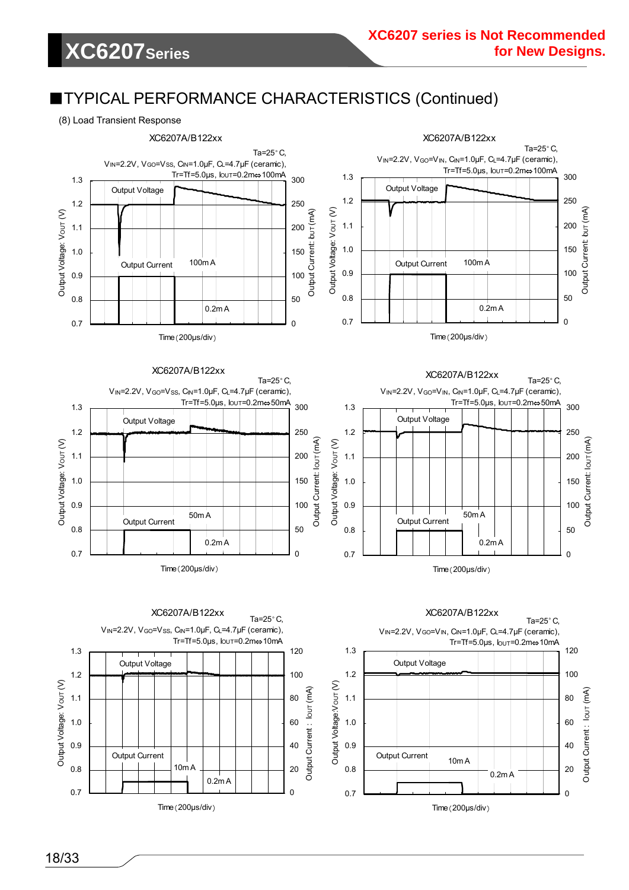## ■TYPICAL PERFORMANCE CHARACTERISTICS (Continued)

(8) Load Transient Response

XC6207A/B122xx

Ta=25°C, $V_{IN}$=2.2V, $V_{GO}$=$V_{SS}$, $C_{IN}$=1.0μF, $C_L$=4.7μF (ceramic), Tr=Tf=5.0μs, $I_{OUT}$=0.2m⇔100mA

Output Voltage: $V_{OUT}$ (V) — Output Voltage; Output Current: $I_{OUT}$ (mA) — Output Current 100mA, 0.2mA

Time (200μs/div)

XC6207A/B122xx

Ta=25°C, $V_{IN}$=2.2V, $V_{GO}$=$V_{IN}$, $C_{IN}$=1.0μF, $C_L$=4.7μF (ceramic), Tr=Tf=5.0μs, $I_{OUT}$=0.2m⇔100mA

Output Voltage: $V_{OUT}$ (V) — Output Voltage; Output Current: $I_{OUT}$ (mA) — Output Current 100mA, 0.2mA

Time (200μs/div)

XC6207A/B122xx

Ta=25°C, $V_{IN}$=2.2V, $V_{GO}$=$V_{SS}$, $C_{IN}$=1.0μF, $C_L$=4.7μF (ceramic), Tr=Tf=5.0μs, $I_{OUT}$=0.2m⇔50mA

Output Voltage: $V_{OUT}$ (V) — Output Voltage; Output Current: $I_{OUT}$ (mA) — Output Current 50mA, 0.2mA

Time (200μs/div)

XC6207A/B122xx

Ta=25°C, $V_{IN}$=2.2V, $V_{GO}$=$V_{IN}$, $C_{IN}$=1.0μF, $C_L$=4.7μF (ceramic), Tr=Tf=5.0μs, $I_{OUT}$=0.2m⇔50mA

Output Voltage: $V_{OUT}$ (V) — Output Voltage; Output Current: $I_{OUT}$ (mA) — Output Current 50mA, 0.2mA

Time (200μs/div)

XC6207A/B122xx

Ta=25°C, $V_{IN}$=2.2V, $V_{GO}$=$V_{SS}$, $C_{IN}$=1.0μF, $C_L$=4.7μF (ceramic), Tr=Tf=5.0μs, $I_{OUT}$=0.2m⇔10mA

Output Voltage: $V_{OUT}$ (V) — Output Voltage; Output Current: $I_{OUT}$ (mA) — Output Current 10mA, 0.2mA

Time (200μs/div)

XC6207A/B122xx

Ta=25°C, $V_{IN}$=2.2V, $V_{GO}$=$V_{IN}$, $C_{IN}$=1.0μF, $C_L$=4.7μF (ceramic), Tr=Tf=5.0μs, $I_{OUT}$=0.2m⇔10mA

Output Voltage: $V_{OUT}$ (V) — Output Voltage; Output Current: $I_{OUT}$ (mA) — Output Current 10mA, 0.2mA

Time (200μs/div)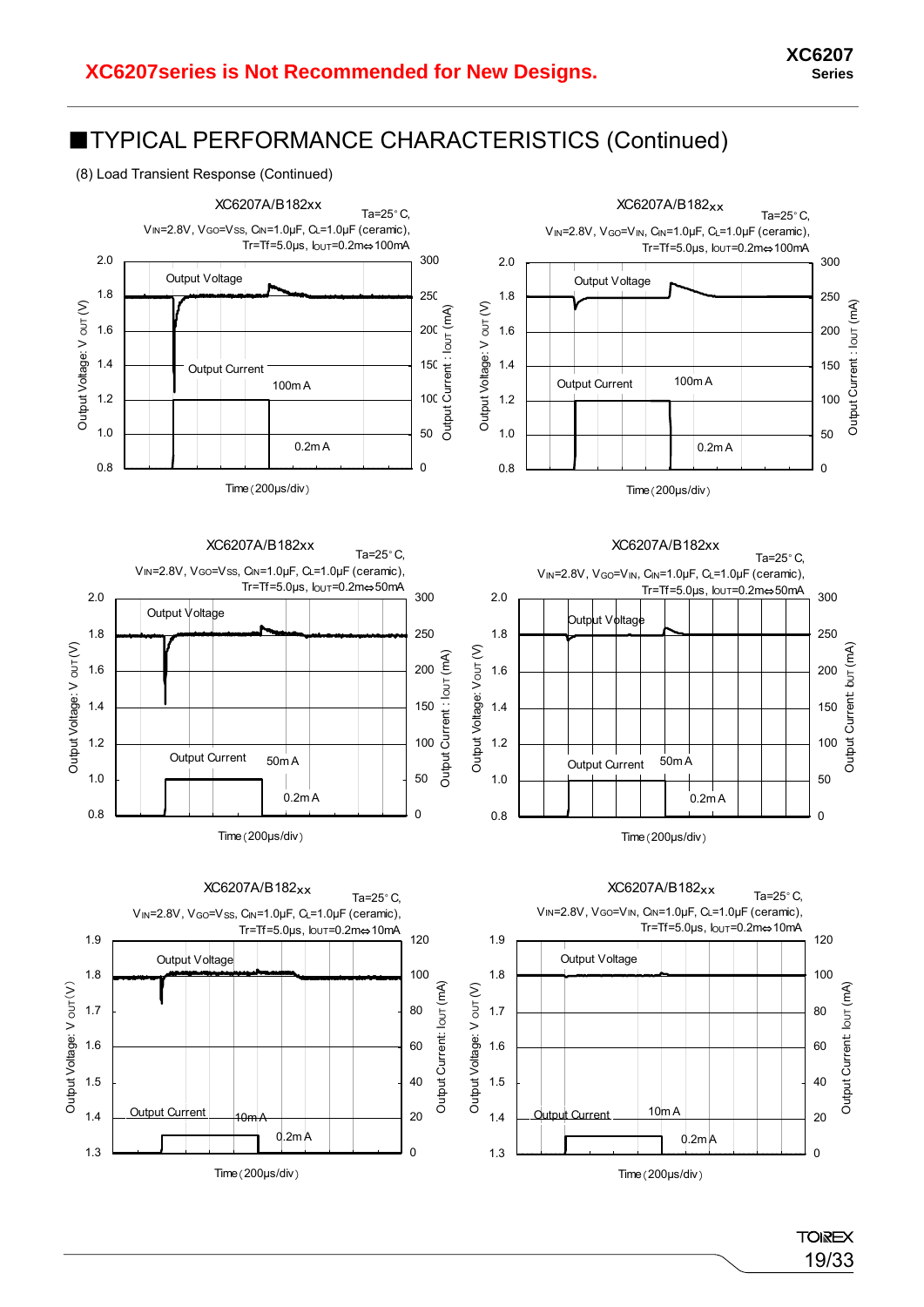## XC6207series is Not Recommended for New Designs.

# ■TYPICAL PERFORMANCE CHARACTERISTICS (Continued)

(8) Load Transient Response (Continued)

XC6207A/B182xx

Ta=25°C, $V_{IN}$=2.8V, $V_{GO}$=$V_{SS}$, $C_{IN}$=1.0μF, $C_L$=1.0μF (ceramic), Tr=Tf=5.0μs, $I_{OUT}$=0.2m⇔100mA

Output Voltage, Output Current, 100mA, 0.2mA

Output Voltage: $V_{OUT}$ (V), Output Current : $I_{OUT}$ (mA), Time (200μs/div)

XC6207A/B182xx

Ta=25°C, $V_{IN}$=2.8V, $V_{GO}$=$V_{IN}$, $C_{IN}$=1.0μF, $C_L$=1.0μF (ceramic), Tr=Tf=5.0μs, $I_{OUT}$=0.2m⇔100mA

Output Voltage, Output Current, 100mA, 0.2mA

Output Voltage: $V_{OUT}$ (V), Output Current : $I_{OUT}$ (mA), Time (200μs/div)

XC6207A/B182xx

Ta=25°C, $V_{IN}$=2.8V, $V_{GO}$=$V_{SS}$, $C_{IN}$=1.0μF, $C_L$=1.0μF (ceramic), Tr=Tf=5.0μs, $I_{OUT}$=0.2m⇔50mA

Output Voltage, Output Current, 50mA, 0.2mA

Output Voltage: $V_{OUT}$ (V), Output Current : $I_{OUT}$ (mA), Time (200μs/div)

XC6207A/B182xx

Ta=25°C, $V_{IN}$=2.8V, $V_{GO}$=$V_{IN}$, $C_{IN}$=1.0μF, $C_L$=1.0μF (ceramic), Tr=Tf=5.0μs, $I_{OUT}$=0.2m⇔50mA

Output Voltage, Output Current, 50mA, 0.2mA

Output Voltage: $V_{OUT}$ (V), Output Current: $I_{OUT}$ (mA), Time (200μs/div)

XC6207A/B182xx

Ta=25°C, $V_{IN}$=2.8V, $V_{GO}$=$V_{SS}$, $C_{IN}$=1.0μF, $C_L$=1.0μF (ceramic), Tr=Tf=5.0μs, $I_{OUT}$=0.2m⇔10mA

Output Voltage, Output Current, 10mA, 0.2mA

Output Voltage: $V_{OUT}$ (V), Output Current: $I_{OUT}$ (mA), Time (200μs/div)

XC6207A/B182xx

Ta=25°C, $V_{IN}$=2.8V, $V_{GO}$=$V_{IN}$, $C_{IN}$=1.0μF, $C_L$=1.0μF (ceramic), Tr=Tf=5.0μs, $I_{OUT}$=0.2m⇔10mA

Output Voltage, Output Current, 10mA, 0.2mA

Output Voltage: $V_{OUT}$ (V), Output Current: $I_{OUT}$ (mA), Time (200μs/div)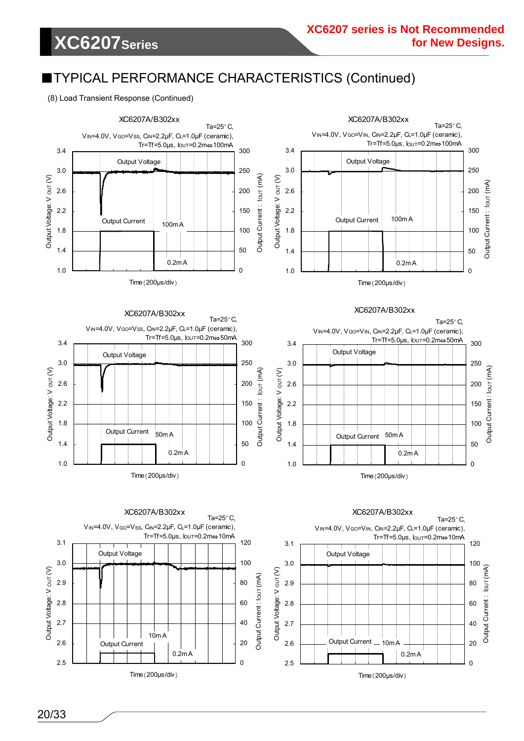## ■TYPICAL PERFORMANCE CHARACTERISTICS (Continued)

(8) Load Transient Response (Continued)

XC6207A/B302xx

Ta=25°C, $V_{IN}$=4.0V, $V_{GO}$=$V_{SS}$, $C_{IN}$=2.2μF, $C_L$=1.0μF (ceramic), Tr=Tf=5.0μs, $I_{OUT}$=0.2m⇔100mA

Output Voltage
Output Current
100mA
0.2mA
Output Voltage: $V_{OUT}$ (V)
Output Current : $I_{OUT}$ (mA)
Time (200μs/div)

XC6207A/B302xx

Ta=25°C, $V_{IN}$=4.0V, $V_{GO}$=$V_{IN}$, $C_{IN}$=2.2μF, $C_L$=1.0μF (ceramic), Tr=Tf=5.0μs, $I_{OUT}$=0.2m⇔100mA

Output Voltage
Output Current
100mA
0.2mA
Output Voltage: $V_{OUT}$ (V)
Output Current : $I_{OUT}$ (mA)
Time (200μs/div)

XC6207A/B302xx

Ta=25°C, $V_{IN}$=4.0V, $V_{GO}$=$V_{SS}$, $C_{IN}$=2.2μF, $C_L$=1.0μF (ceramic), Tr=Tf=5.0μs, $I_{OUT}$=0.2m⇔50mA

Output Voltage
Output Current
50mA
0.2mA
Output Voltage: $V_{OUT}$ (V)
Output Current : $I_{OUT}$ (mA)
Time (200μs/div)

XC6207A/B302xx

Ta=25°C, $V_{IN}$=4.0V, $V_{GO}$=$V_{IN}$, $C_{IN}$=2.2μF, $C_L$=1.0μF (ceramic), Tr=Tf=5.0μs, $I_{OUT}$=0.2m⇔50mA

Output Voltage
Output Current
50mA
0.2mA
Output Voltage: $V_{OUT}$ (V)
Output Current : $I_{OUT}$ (mA)
Time (200μs/div)

XC6207A/B302xx

Ta=25°C, $V_{IN}$=4.0V, $V_{GO}$=$V_{SS}$, $C_{IN}$=2.2μF, $C_L$=1.0μF (ceramic), Tr=Tf=5.0μs, $I_{OUT}$=0.2m⇔10mA

Output Voltage
Output Current
10mA
0.2mA
Output Voltage: $V_{OUT}$ (V)
Output Current : $I_{OUT}$ (mA)
Time (200μs/div)

XC6207A/B302xx

Ta=25°C, $V_{IN}$=4.0V, $V_{GO}$=$V_{IN}$, $C_{IN}$=2.2μF, $C_L$=1.0μF (ceramic), Tr=Tf=5.0μs, $I_{OUT}$=0.2m⇔10mA

Output Voltage
Output Current
10mA
0.2mA
Output Voltage: $V_{OUT}$ (V)
Output Current : $I_{OUT}$ (mA)
Time (200μs/div)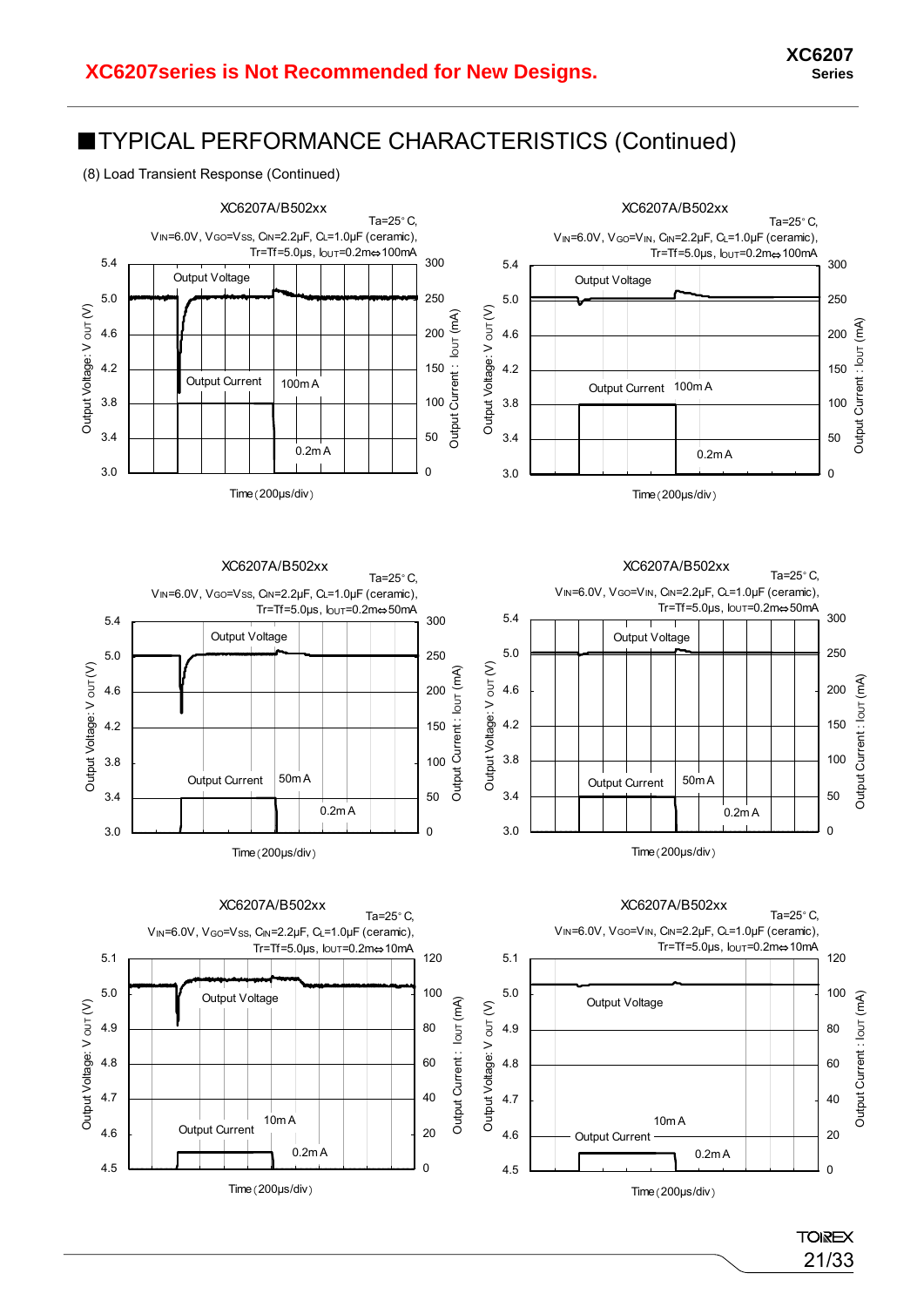XC6207series is Not Recommended for New Designs.

## ■TYPICAL PERFORMANCE CHARACTERISTICS (Continued)

(8) Load Transient Response (Continued)

XC6207A/B502xx

Ta=25°C, $V_{IN}$=6.0V, $V_{GO}$=$V_{SS}$, $C_{IN}$=2.2μF, $C_L$=1.0μF (ceramic), Tr=Tf=5.0μs, $I_{OUT}$=0.2m⇔100mA

Output Voltage, Output Current, 100mA, 0.2mA

Output Voltage: $V_{OUT}$ (V) — Output Current : $I_{OUT}$ (mA) — Time (200μs/div)

XC6207A/B502xx

Ta=25°C, $V_{IN}$=6.0V, $V_{GO}$=$V_{IN}$, $C_{IN}$=2.2μF, $C_L$=1.0μF (ceramic), Tr=Tf=5.0μs, $I_{OUT}$=0.2m⇔100mA

Output Voltage, Output Current, 100mA, 0.2mA

Output Voltage: $V_{OUT}$ (V) — Output Current : $I_{OUT}$ (mA) — Time (200μs/div)

XC6207A/B502xx

Ta=25°C, $V_{IN}$=6.0V, $V_{GO}$=$V_{SS}$, $C_{IN}$=2.2μF, $C_L$=1.0μF (ceramic), Tr=Tf=5.0μs, $I_{OUT}$=0.2m⇔50mA

Output Voltage, Output Current, 50mA, 0.2mA

Output Voltage: $V_{OUT}$ (V) — Output Current : $I_{OUT}$ (mA) — Time (200μs/div)

XC6207A/B502xx

Ta=25°C, $V_{IN}$=6.0V, $V_{GO}$=$V_{IN}$, $C_{IN}$=2.2μF, $C_L$=1.0μF (ceramic), Tr=Tf=5.0μs, $I_{OUT}$=0.2m⇔50mA

Output Voltage, Output Current, 50mA, 0.2mA

Output Voltage: $V_{OUT}$ (V) — Output Current : $I_{OUT}$ (mA) — Time (200μs/div)

XC6207A/B502xx

Ta=25°C, $V_{IN}$=6.0V, $V_{GO}$=$V_{SS}$, $C_{IN}$=2.2μF, $C_L$=1.0μF (ceramic), Tr=Tf=5.0μs, $I_{OUT}$=0.2m⇔10mA

Output Voltage, Output Current, 10mA, 0.2mA

Output Voltage: $V_{OUT}$ (V) — Output Current : $I_{OUT}$ (mA) — Time (200μs/div)

XC6207A/B502xx

Ta=25°C, $V_{IN}$=6.0V, $V_{GO}$=$V_{IN}$, $C_{IN}$=2.2μF, $C_L$=1.0μF (ceramic), Tr=Tf=5.0μs, $I_{OUT}$=0.2m⇔10mA

Output Voltage, Output Current, 10mA, 0.2mA

Output Voltage: $V_{OUT}$ (V) — Output Current : $I_{OUT}$ (mA) — Time (200μs/div)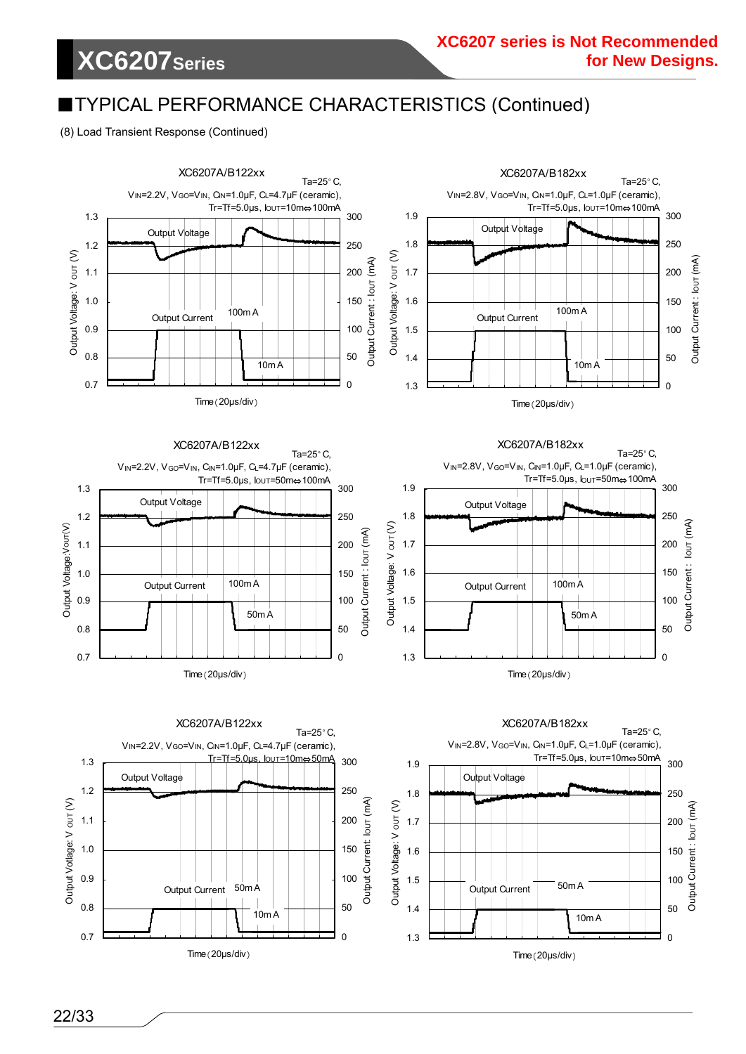XC6207 series is Not Recommended for New Designs.

## ■TYPICAL PERFORMANCE CHARACTERISTICS (Continued)

(8) Load Transient Response (Continued)

XC6207A/B122xx

Ta=25° C, $V_{IN}$=2.2V, $V_{GO}$=$V_{IN}$, $C_{IN}$=1.0μF, $C_L$=4.7μF (ceramic), Tr=Tf=5.0μs, $I_{OUT}$=10m⇔100mA

Output Voltage: $V_{OUT}$ (V): 0.7, 0.8, 0.9, 1.0, 1.1, 1.2, 1.3
Output Current : $I_{OUT}$ (mA): 0, 50, 100, 150, 200, 250, 300
Output Voltage; Output Current; 100m A; 10m A
Time (20μs/div)

XC6207A/B182xx

Ta=25° C, $V_{IN}$=2.8V, $V_{GO}$=$V_{IN}$, $C_{IN}$=1.0μF, $C_L$=1.0μF (ceramic), Tr=Tf=5.0μs, $I_{OUT}$=10m⇔100mA

Output Voltage: $V_{OUT}$ (V): 1.3, 1.4, 1.5, 1.6, 1.7, 1.8, 1.9
Output Current : $I_{OUT}$ (mA): 0, 50, 100, 150, 200, 250, 300
Output Voltage; Output Current; 100m A; 10m A
Time (20μs/div)

XC6207A/B122xx

Ta=25° C, $V_{IN}$=2.2V, $V_{GO}$=$V_{IN}$, $C_{IN}$=1.0μF, $C_L$=4.7μF (ceramic), Tr=Tf=5.0μs, $I_{OUT}$=50m⇔100mA

Output Voltage: $V_{OUT}$(V): 0.7, 0.8, 0.9, 1.0, 1.1, 1.2, 1.3
Output Current : $I_{OUT}$ (mA): 0, 50, 100, 150, 200, 250, 300
Output Voltage; Output Current; 100m A; 50m A
Time (20μs/div)

XC6207A/B182xx

Ta=25° C, $V_{IN}$=2.8V, $V_{GO}$=$V_{IN}$, $C_{IN}$=1.0μF, $C_L$=1.0μF (ceramic), Tr=Tf=5.0μs, $I_{OUT}$=50m⇔100mA

Output Voltage: $V_{OUT}$ (V): 1.3, 1.4, 1.5, 1.6, 1.7, 1.8, 1.9
Output Current : $I_{OUT}$ (mA): 0, 50, 100, 150, 200, 250, 300
Output Voltage; Output Current; 100m A; 50m A
Time (20μs/div)

XC6207A/B122xx

Ta=25° C, $V_{IN}$=2.2V, $V_{GO}$=$V_{IN}$, $C_{IN}$=1.0μF, $C_L$=4.7μF (ceramic), Tr=Tf=5.0μs, $I_{OUT}$=10m⇔50mA

Output Voltage: $V_{OUT}$ (V): 0.7, 0.8, 0.9, 1.0, 1.1, 1.2, 1.3
Output Current: $I_{OUT}$ (mA): 0, 50, 100, 150, 200, 250, 300
Output Voltage; Output Current; 50m A; 10m A
Time (20μs/div)

XC6207A/B182xx

Ta=25° C, $V_{IN}$=2.8V, $V_{GO}$=$V_{IN}$, $C_{IN}$=1.0μF, $C_L$=1.0μF (ceramic), Tr=Tf=5.0μs, $I_{OUT}$=10m⇔50mA

Output Voltage: $V_{OUT}$ (V): 1.3, 1.4, 1.5, 1.6, 1.7, 1.8, 1.9
Output Current : $I_{OUT}$ (mA): 0, 50, 100, 150, 200, 250, 300
Output Voltage; Output Current; 50m A; 10m A
Time (20μs/div)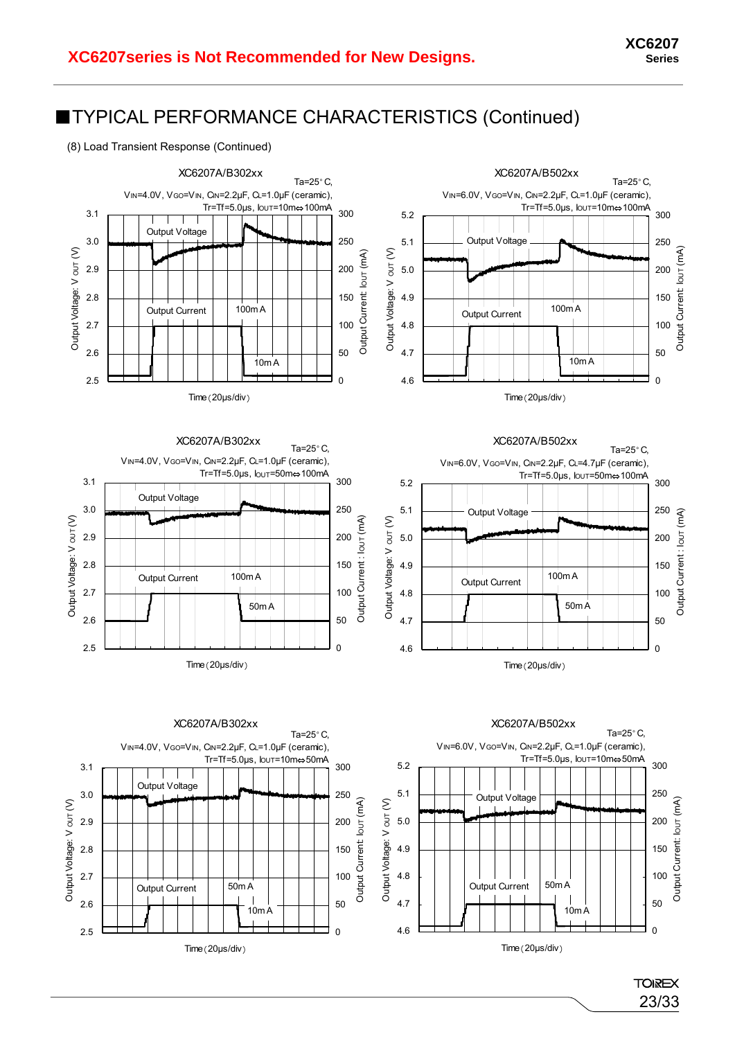XC6207series is Not Recommended for New Designs.

## ■TYPICAL PERFORMANCE CHARACTERISTICS (Continued)

(8) Load Transient Response (Continued)

XC6207A/B302xx

Ta=25°C, $V_{IN}$=4.0V, $V_{GO}$=$V_{IN}$, $C_{IN}$=2.2μF, $C_L$=1.0μF (ceramic), Tr=Tf=5.0μs, $I_{OUT}$=10m⇔100mA

XC6207A/B502xx

Ta=25°C, $V_{IN}$=6.0V, $V_{GO}$=$V_{IN}$, $C_{IN}$=2.2μF, $C_L$=1.0μF (ceramic), Tr=Tf=5.0μs, $I_{OUT}$=10m⇔100mA

XC6207A/B302xx

Ta=25°C, $V_{IN}$=4.0V, $V_{GO}$=$V_{IN}$, $C_{IN}$=2.2μF, $C_L$=1.0μF (ceramic), Tr=Tf=5.0μs, $I_{OUT}$=50m⇔100mA

XC6207A/B502xx

Ta=25°C, $V_{IN}$=6.0V, $V_{GO}$=$V_{IN}$, $C_{IN}$=2.2μF, $C_L$=4.7μF (ceramic), Tr=Tf=5.0μs, $I_{OUT}$=50m⇔100mA

XC6207A/B302xx

Ta=25°C, $V_{IN}$=4.0V, $V_{GO}$=$V_{IN}$, $C_{IN}$=2.2μF, $C_L$=1.0μF (ceramic), Tr=Tf=5.0μs, $I_{OUT}$=10m⇔50mA

XC6207A/B502xx

Ta=25°C, $V_{IN}$=6.0V, $V_{GO}$=$V_{IN}$, $C_{IN}$=2.2μF, $C_L$=1.0μF (ceramic), Tr=Tf=5.0μs, $I_{OUT}$=10m⇔50mA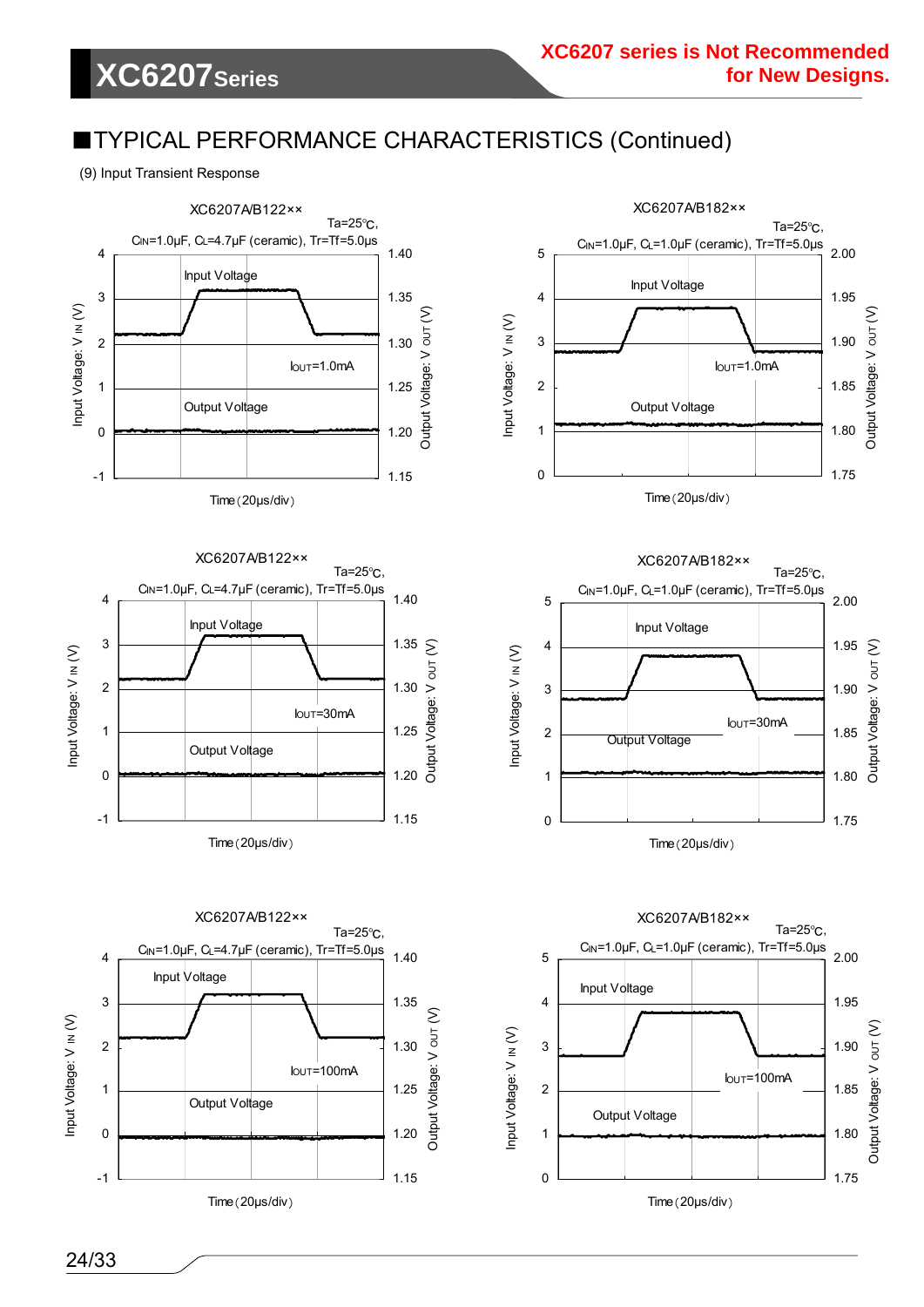## ■TYPICAL PERFORMANCE CHARACTERISTICS (Continued)

(9) Input Transient Response

XC6207A/B122××

Ta=25℃, $C_{IN}$=1.0μF, $C_L$=4.7μF (ceramic), Tr=Tf=5.0μs

Input Voltage: $V_{IN}$ (V) | Output Voltage: $V_{OUT}$ (V)

Input Voltage

Output Voltage

$I_{OUT}$=1.0mA

Time (20μs/div)

XC6207A/B182××

Ta=25℃, $C_{IN}$=1.0μF, $C_L$=1.0μF (ceramic), Tr=Tf=5.0μs

Input Voltage: $V_{IN}$ (V) | Output Voltage: $V_{OUT}$ (V)

Input Voltage

Output Voltage

$I_{OUT}$=1.0mA

Time (20μs/div)

XC6207A/B122××

Ta=25℃, $C_{IN}$=1.0μF, $C_L$=4.7μF (ceramic), Tr=Tf=5.0μs

Input Voltage: $V_{IN}$ (V) | Output Voltage: $V_{OUT}$ (V)

Input Voltage

Output Voltage

$I_{OUT}$=30mA

Time (20μs/div)

XC6207A/B182××

Ta=25℃, $C_{IN}$=1.0μF, $C_L$=1.0μF (ceramic), Tr=Tf=5.0μs

Input Voltage: $V_{IN}$ (V) | Output Voltage: $V_{OUT}$ (V)

Input Voltage

Output Voltage

$I_{OUT}$=30mA

Time (20μs/div)

XC6207A/B122××

Ta=25℃, $C_{IN}$=1.0μF, $C_L$=4.7μF (ceramic), Tr=Tf=5.0μs

Input Voltage: $V_{IN}$ (V) | Output Voltage: $V_{OUT}$ (V)

Input Voltage

Output Voltage

$I_{OUT}$=100mA

Time (20μs/div)

XC6207A/B182××

Ta=25℃, $C_{IN}$=1.0μF, $C_L$=1.0μF (ceramic), Tr=Tf=5.0μs

Input Voltage: $V_{IN}$ (V) | Output Voltage: $V_{OUT}$ (V)

Input Voltage

Output Voltage

$I_{OUT}$=100mA

Time (20μs/div)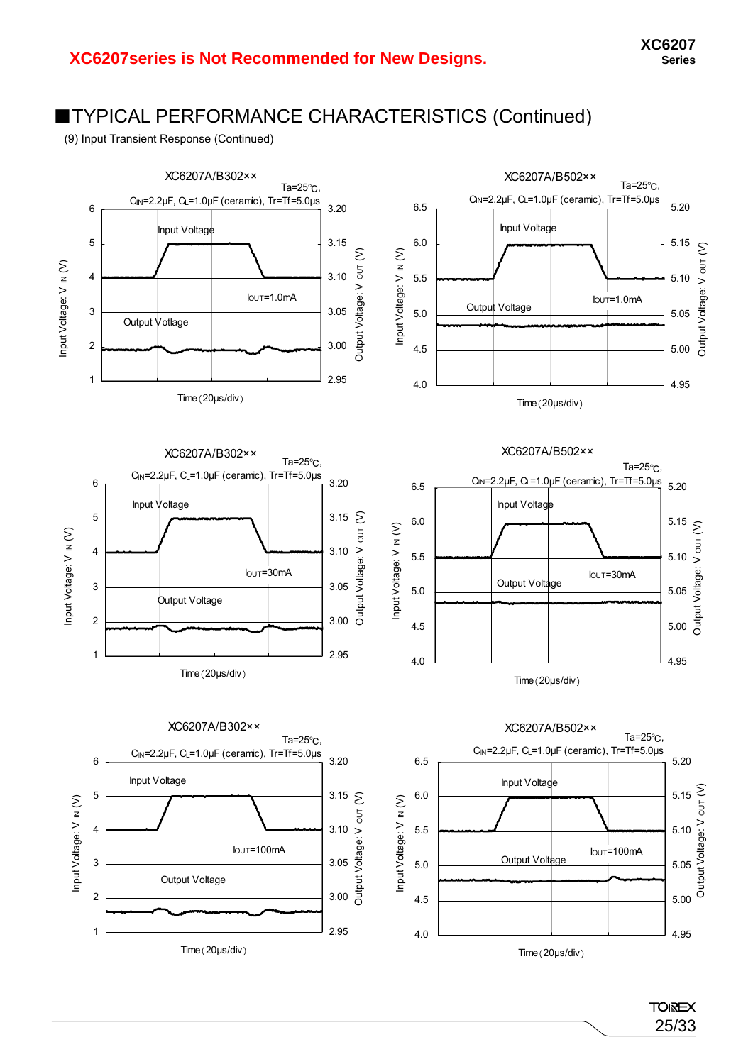XC6207series is Not Recommended for New Designs.

## ■TYPICAL PERFORMANCE CHARACTERISTICS (Continued)

(9) Input Transient Response (Continued)

XC6207A/B302××

Ta=25℃, $C_{IN}$=2.2μF, $C_L$=1.0μF (ceramic), Tr=Tf=5.0μs

Input Voltage

$I_{OUT}$=1.0mA

Output Voltage

Input Voltage: $V_{IN}$ (V)

Output Voltage: $V_{OUT}$ (V)

Time (20μs/div)

XC6207A/B502××

Ta=25℃, $C_{IN}$=2.2μF, $C_L$=1.0μF (ceramic), Tr=Tf=5.0μs

Input Voltage

$I_{OUT}$=1.0mA

Output Voltage

Input Voltage: $V_{IN}$ (V)

Output Voltage: $V_{OUT}$ (V)

Time (20μs/div)

XC6207A/B302××

Ta=25℃, $C_{IN}$=2.2μF, $C_L$=1.0μF (ceramic), Tr=Tf=5.0μs

Input Voltage

$I_{OUT}$=30mA

Output Voltage

Input Voltage: $V_{IN}$ (V)

Output Voltage: $V_{OUT}$ (V)

Time (20μs/div)

XC6207A/B502××

Ta=25℃, $C_{IN}$=2.2μF, $C_L$=1.0μF (ceramic), Tr=Tf=5.0μs

Input Voltage

$I_{OUT}$=30mA

Output Voltage

Input Voltage: $V_{IN}$ (V)

Output Voltage: $V_{OUT}$ (V)

Time (20μs/div)

XC6207A/B302××

Ta=25℃, $C_{IN}$=2.2μF, $C_L$=1.0μF (ceramic), Tr=Tf=5.0μs

Input Voltage

$I_{OUT}$=100mA

Output Voltage

Input Voltage: $V_{IN}$ (V)

Output Voltage: $V_{OUT}$ (V)

Time (20μs/div)

XC6207A/B502××

Ta=25℃, $C_{IN}$=2.2μF, $C_L$=1.0μF (ceramic), Tr=Tf=5.0μs

Input Voltage

$I_{OUT}$=100mA

Output Voltage

Input Voltage: $V_{IN}$ (V)

Output Voltage: $V_{OUT}$ (V)

Time (20μs/div)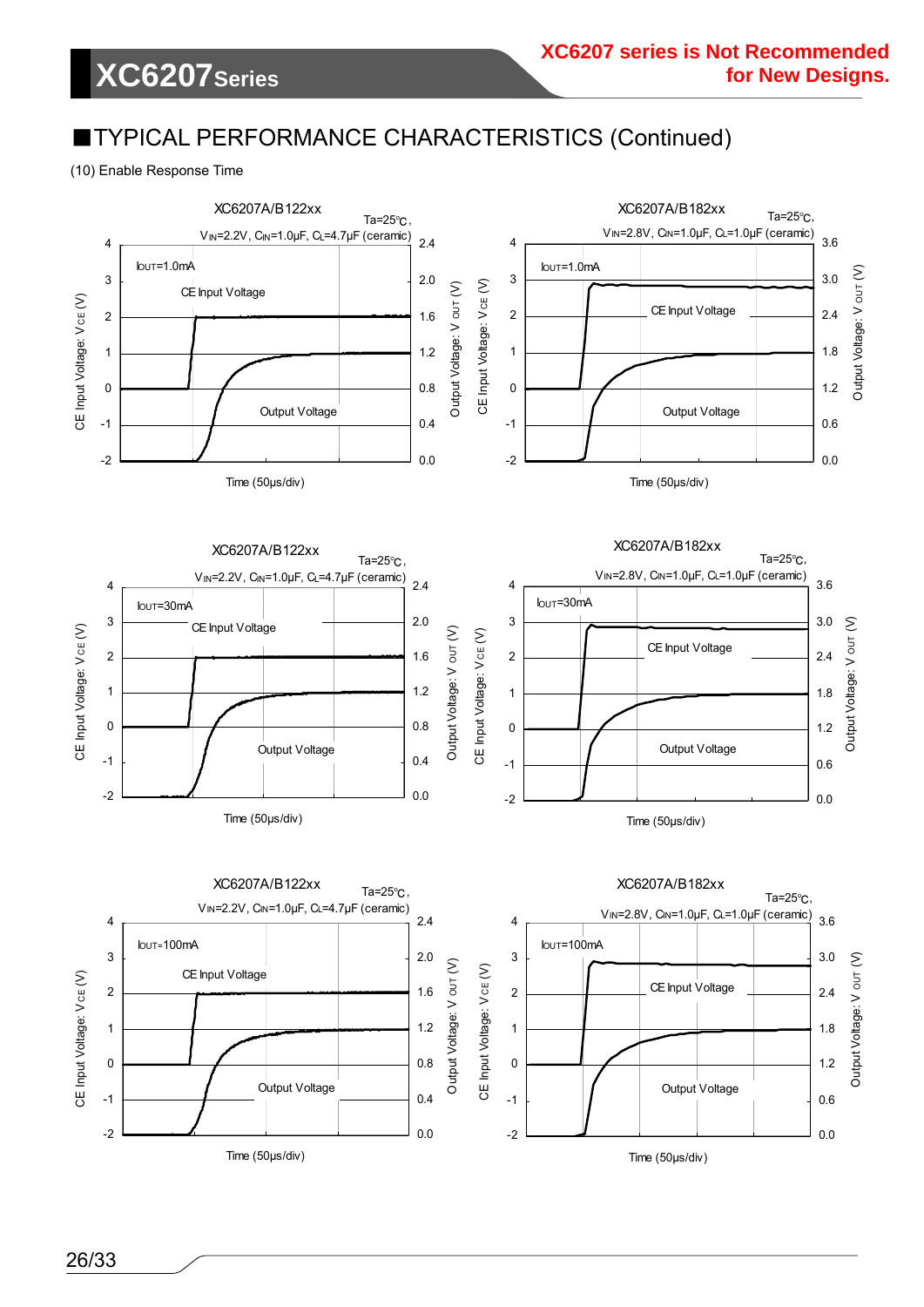XC6207 series is Not Recommended for New Designs.

## ■TYPICAL PERFORMANCE CHARACTERISTICS (Continued)

(10) Enable Response Time

XC6207A/B122xx

Ta=25℃,
$V_{IN}$=2.2V, $C_{IN}$=1.0μF, $C_L$=4.7μF (ceramic)

$I_{OUT}$=1.0mA

CE Input Voltage

Output Voltage

CE Input Voltage: $V_{CE}$ (V)

Output Voltage: $V_{OUT}$ (V)

Time (50μs/div)

XC6207A/B182xx

Ta=25℃,
$V_{IN}$=2.8V, $C_{IN}$=1.0μF, $C_L$=1.0μF (ceramic)

$I_{OUT}$=1.0mA

CE Input Voltage

Output Voltage

CE Input Voltage: $V_{CE}$ (V)

Output Voltage: $V_{OUT}$ (V)

Time (50μs/div)

XC6207A/B122xx

Ta=25℃,
$V_{IN}$=2.2V, $C_{IN}$=1.0μF, $C_L$=4.7μF (ceramic)

$I_{OUT}$=30mA

CE Input Voltage

Output Voltage

CE Input Voltage: $V_{CE}$ (V)

Output Voltage: $V_{OUT}$ (V)

Time (50μs/div)

XC6207A/B182xx

Ta=25℃,
$V_{IN}$=2.8V, $C_{IN}$=1.0μF, $C_L$=1.0μF (ceramic)

$I_{OUT}$=30mA

CE Input Voltage

Output Voltage

CE Input Voltage: $V_{CE}$ (V)

Output Voltage: $V_{OUT}$ (V)

Time (50μs/div)

XC6207A/B122xx

Ta=25℃,
$V_{IN}$=2.2V, $C_{IN}$=1.0μF, $C_L$=4.7μF (ceramic)

$I_{OUT}$=100mA

CE Input Voltage

Output Voltage

CE Input Voltage: $V_{CE}$ (V)

Output Voltage: $V_{OUT}$ (V)

Time (50μs/div)

XC6207A/B182xx

Ta=25℃,
$V_{IN}$=2.8V, $C_{IN}$=1.0μF, $C_L$=1.0μF (ceramic)

$I_{OUT}$=100mA

CE Input Voltage

Output Voltage

CE Input Voltage: $V_{CE}$ (V)

Output Voltage: $V_{OUT}$ (V)

Time (50μs/div)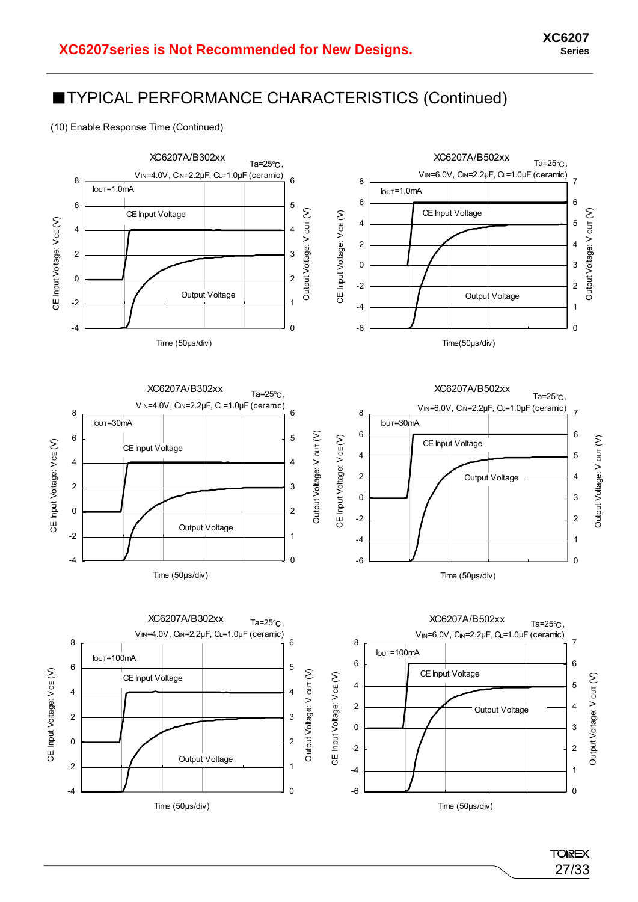XC6207series is Not Recommended for New Designs.

## ■TYPICAL PERFORMANCE CHARACTERISTICS (Continued)

(10) Enable Response Time (Continued)

XC6207A/B302xx
Ta=25℃,
$V_{IN}$=4.0V, $C_{IN}$=2.2μF, $C_L$=1.0μF (ceramic)
$I_{OUT}$=1.0mA
CE Input Voltage
Output Voltage
CE Input Voltage: $V_{CE}$ (V)
Output Voltage: $V_{OUT}$ (V)
Time (50μs/div)

XC6207A/B502xx
Ta=25℃,
$V_{IN}$=6.0V, $C_{IN}$=2.2μF, $C_L$=1.0μF (ceramic)
$I_{OUT}$=1.0mA
CE Input Voltage
Output Voltage
CE Input Voltage: $V_{CE}$ (V)
Output Voltage: $V_{OUT}$ (V)
Time(50μs/div)

XC6207A/B302xx
Ta=25℃,
$V_{IN}$=4.0V, $C_{IN}$=2.2μF, $C_L$=1.0μF (ceramic)
$I_{OUT}$=30mA
CE Input Voltage
Output Voltage
CE Input Voltage: $V_{CE}$ (V)
Output Voltage: $V_{OUT}$ (V)
Time (50μs/div)

XC6207A/B502xx
Ta=25℃,
$V_{IN}$=6.0V, $C_{IN}$=2.2μF, $C_L$=1.0μF (ceramic)
$I_{OUT}$=30mA
CE Input Voltage
Output Voltage
CE Input Voltage: $V_{CE}$ (V)
Output Voltage: $V_{OUT}$ (V)
Time (50μs/div)

XC6207A/B302xx
Ta=25℃,
$V_{IN}$=4.0V, $C_{IN}$=2.2μF, $C_L$=1.0μF (ceramic)
$I_{OUT}$=100mA
CE Input Voltage
Output Voltage
CE Input Voltage: $V_{CE}$ (V)
Output Voltage: $V_{OUT}$ (V)
Time (50μs/div)

XC6207A/B502xx
Ta=25℃,
$V_{IN}$=6.0V, $C_{IN}$=2.2μF, $C_L$=1.0μF (ceramic)
$I_{OUT}$=100mA
CE Input Voltage
Output Voltage
CE Input Voltage: $V_{CE}$ (V)
Output Voltage: $V_{OUT}$ (V)
Time (50μs/div)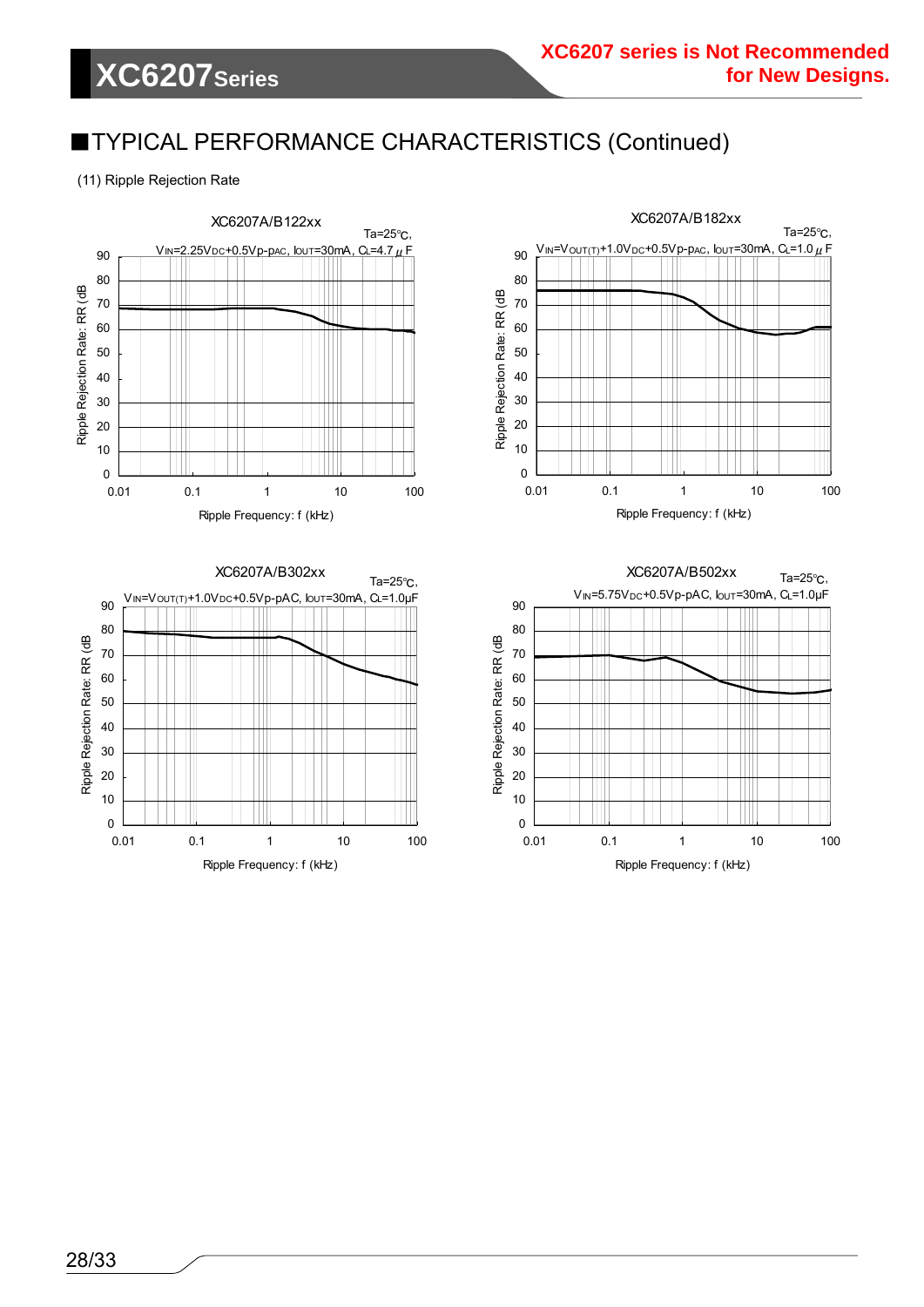XC6207 series is Not Recommended for New Designs.

## ■TYPICAL PERFORMANCE CHARACTERISTICS (Continued)

(11) Ripple Rejection Rate

XC6207A/B122xx

Ta=25℃, $V_{IN}$=2.25$V_{DC}$+0.5Vp-pAC, $I_{OUT}$=30mA, $C_L$=4.7μF

Ripple Rejection Rate: RR (dB)

Ripple Frequency: f (kHz)

XC6207A/B182xx

Ta=25℃, $V_{IN}$=$V_{OUT(T)}$+1.0$V_{DC}$+0.5Vp-pAC, $I_{OUT}$=30mA, $C_L$=1.0μF

Ripple Rejection Rate: RR (dB)

Ripple Frequency: f (kHz)

XC6207A/B302xx

Ta=25℃, $V_{IN}$=$V_{OUT(T)}$+1.0$V_{DC}$+0.5Vp-pAC, $I_{OUT}$=30mA, $C_L$=1.0μF

Ripple Rejection Rate: RR (dB)

Ripple Frequency: f (kHz)

XC6207A/B502xx

Ta=25℃, $V_{IN}$=5.75$V_{DC}$+0.5Vp-pAC, $I_{OUT}$=30mA, $C_L$=1.0μF

Ripple Rejection Rate: RR (dB)

Ripple Frequency: f (kHz)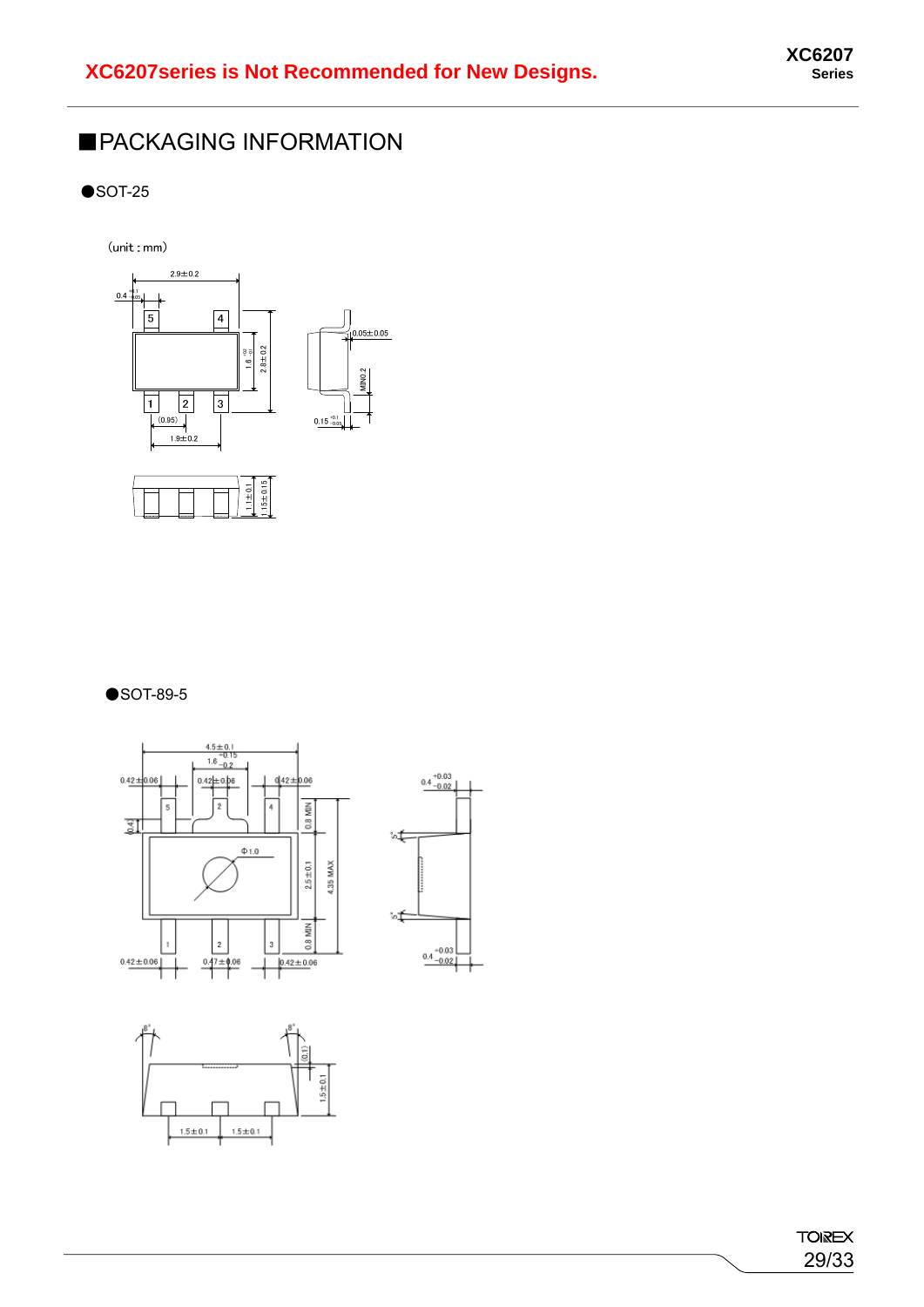**XC6207series is Not Recommended for New Designs.**

## ■PACKAGING INFORMATION

●SOT-25

(unit : mm)

●SOT-89-5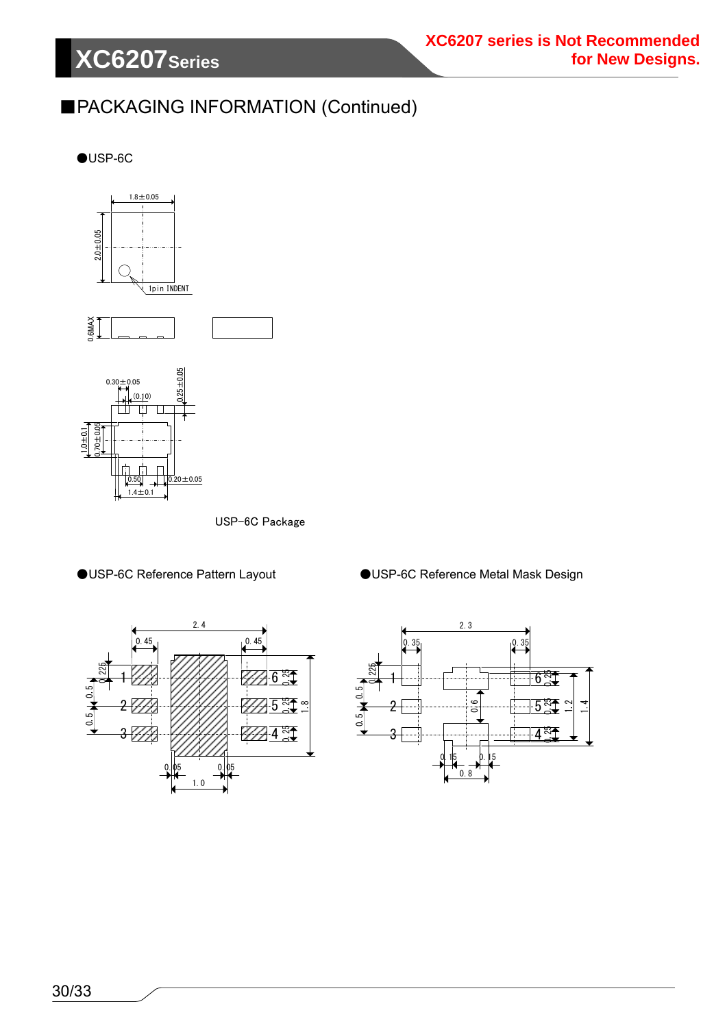XC6207 series is Not Recommended for New Designs.

## ■PACKAGING INFORMATION (Continued)

●USP-6C

USP-6C Package

●USP-6C Reference Pattern Layout

●USP-6C Reference Metal Mask Design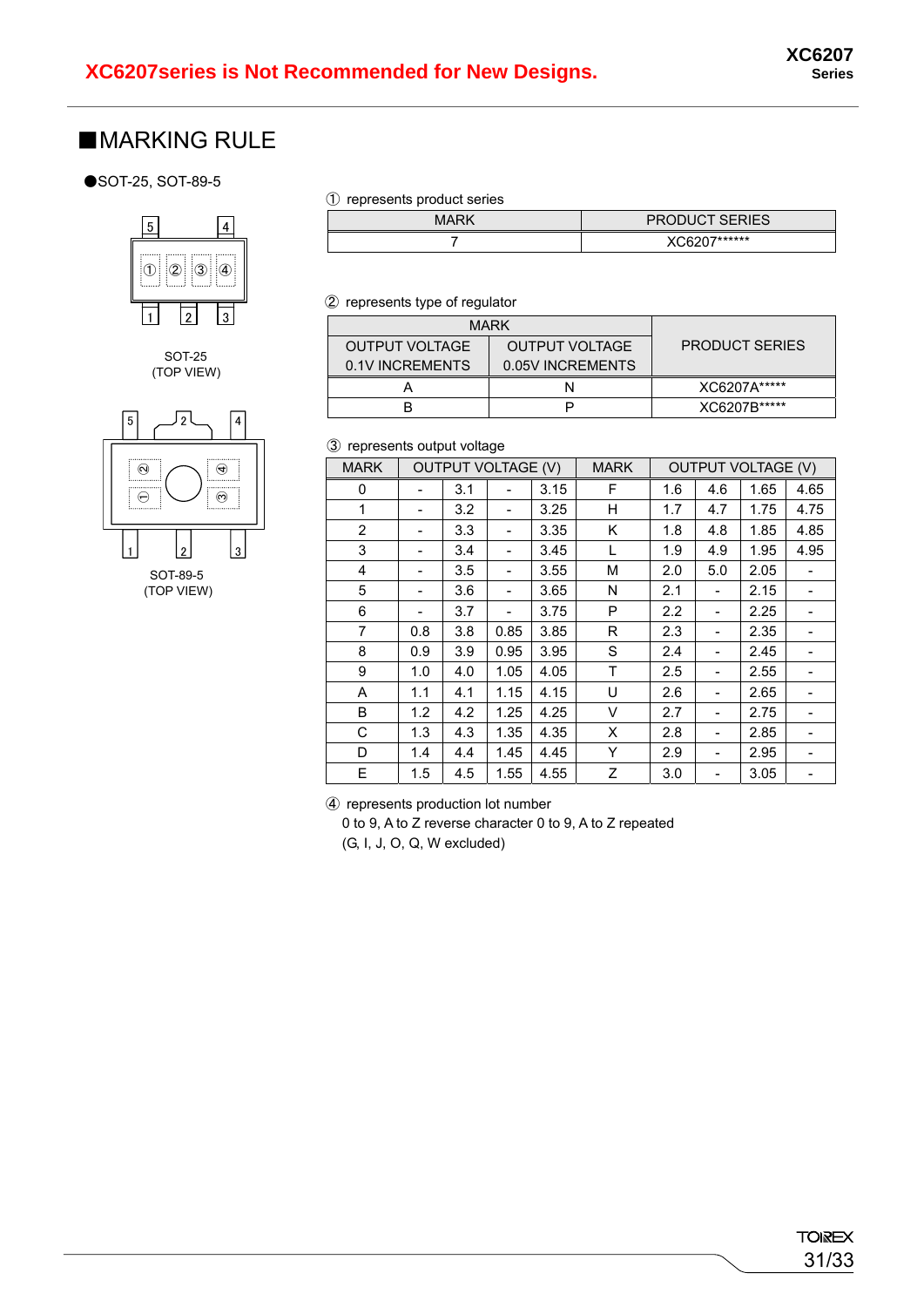XC6207series is Not Recommended for New Designs.

## ■MARKING RULE

●SOT-25, SOT-89-5

SOT-25
(TOP VIEW)

SOT-89-5
(TOP VIEW)

① represents product series

| MARK | PRODUCT SERIES |
|---|---|
| 7 | XC6207****** |

② represents type of regulator

| MARK | | PRODUCT SERIES |
|---|---|---|
| OUTPUT VOLTAGE 0.1V INCREMENTS | OUTPUT VOLTAGE 0.05V INCREMENTS | |
| A | N | XC6207A***** |
| B | P | XC6207B***** |

③ represents output voltage

| MARK | OUTPUT VOLTAGE (V) | | | | MARK | OUTPUT VOLTAGE (V) | | | |
|---|---|---|---|---|---|---|---|---|---|
| 0 | - | 3.1 | - | 3.15 | F | 1.6 | 4.6 | 1.65 | 4.65 |
| 1 | - | 3.2 | - | 3.25 | H | 1.7 | 4.7 | 1.75 | 4.75 |
| 2 | - | 3.3 | - | 3.35 | K | 1.8 | 4.8 | 1.85 | 4.85 |
| 3 | - | 3.4 | - | 3.45 | L | 1.9 | 4.9 | 1.95 | 4.95 |
| 4 | - | 3.5 | - | 3.55 | M | 2.0 | 5.0 | 2.05 | - |
| 5 | - | 3.6 | - | 3.65 | N | 2.1 | - | 2.15 | - |
| 6 | - | 3.7 | - | 3.75 | P | 2.2 | - | 2.25 | - |
| 7 | 0.8 | 3.8 | 0.85 | 3.85 | R | 2.3 | - | 2.35 | - |
| 8 | 0.9 | 3.9 | 0.95 | 3.95 | S | 2.4 | - | 2.45 | - |
| 9 | 1.0 | 4.0 | 1.05 | 4.05 | T | 2.5 | - | 2.55 | - |
| A | 1.1 | 4.1 | 1.15 | 4.15 | U | 2.6 | - | 2.65 | - |
| B | 1.2 | 4.2 | 1.25 | 4.25 | V | 2.7 | - | 2.75 | - |
| C | 1.3 | 4.3 | 1.35 | 4.35 | X | 2.8 | - | 2.85 | - |
| D | 1.4 | 4.4 | 1.45 | 4.45 | Y | 2.9 | - | 2.95 | - |
| E | 1.5 | 4.5 | 1.55 | 4.55 | Z | 3.0 | - | 3.05 | - |

④ represents production lot number
0 to 9, A to Z reverse character 0 to 9, A to Z repeated
(G, I, J, O, Q, W excluded)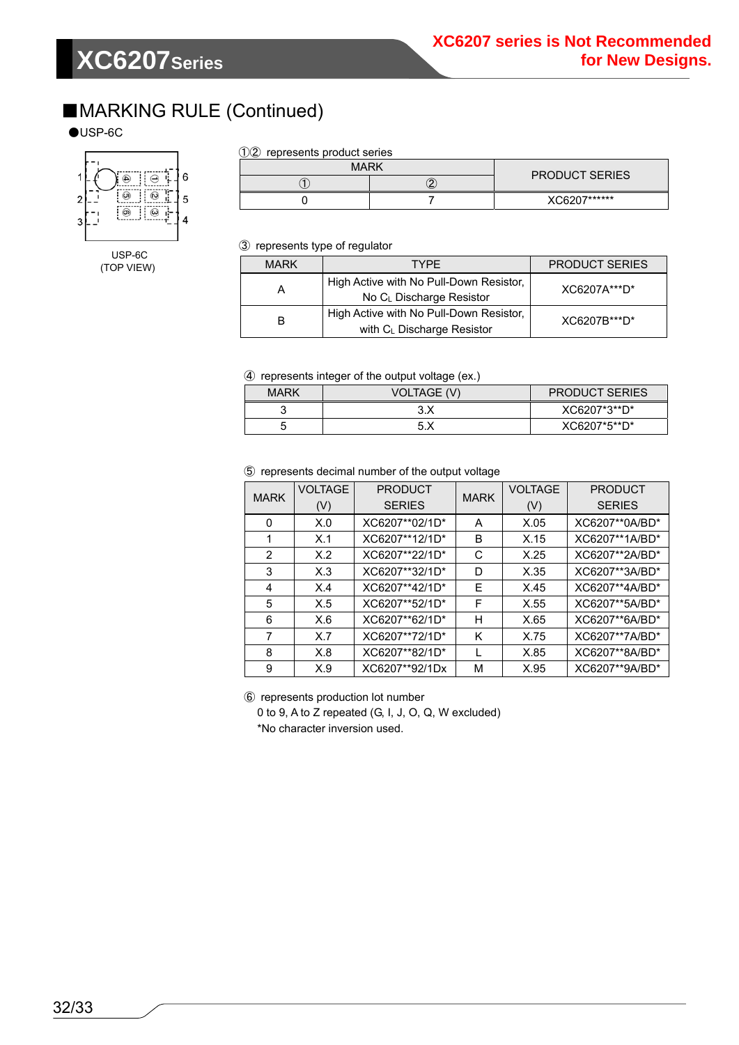XC6207 series is Not Recommended for New Designs.

## ■MARKING RULE (Continued)

●USP-6C

USP-6C
(TOP VIEW)

①② represents product series

| MARK | | PRODUCT SERIES |
|---|---|---|
| ① | ② | |
| 0 | 7 | XC6207****** |

③ represents type of regulator

| MARK | TYPE | PRODUCT SERIES |
|---|---|---|
| A | High Active with No Pull-Down Resistor, No $C_L$ Discharge Resistor | XC6207A***D* |
| B | High Active with No Pull-Down Resistor, with $C_L$ Discharge Resistor | XC6207B***D* |

④ represents integer of the output voltage (ex.)

| MARK | VOLTAGE (V) | PRODUCT SERIES |
|---|---|---|
| 3 | 3.X | XC6207*3**D* |
| 5 | 5.X | XC6207*5**D* |

⑤ represents decimal number of the output voltage

| MARK | VOLTAGE (V) | PRODUCT SERIES | MARK | VOLTAGE (V) | PRODUCT SERIES |
|---|---|---|---|---|---|
| 0 | X.0 | XC6207**02/1D* | A | X.05 | XC6207**0A/BD* |
| 1 | X.1 | XC6207**12/1D* | B | X.15 | XC6207**1A/BD* |
| 2 | X.2 | XC6207**22/1D* | C | X.25 | XC6207**2A/BD* |
| 3 | X.3 | XC6207**32/1D* | D | X.35 | XC6207**3A/BD* |
| 4 | X.4 | XC6207**42/1D* | E | X.45 | XC6207**4A/BD* |
| 5 | X.5 | XC6207**52/1D* | F | X.55 | XC6207**5A/BD* |
| 6 | X.6 | XC6207**62/1D* | H | X.65 | XC6207**6A/BD* |
| 7 | X.7 | XC6207**72/1D* | K | X.75 | XC6207**7A/BD* |
| 8 | X.8 | XC6207**82/1D* | L | X.85 | XC6207**8A/BD* |
| 9 | X.9 | XC6207**92/1Dx | M | X.95 | XC6207**9A/BD* |

⑥ represents production lot number
0 to 9, A to Z repeated (G, I, J, O, Q, W excluded)
*No character inversion used.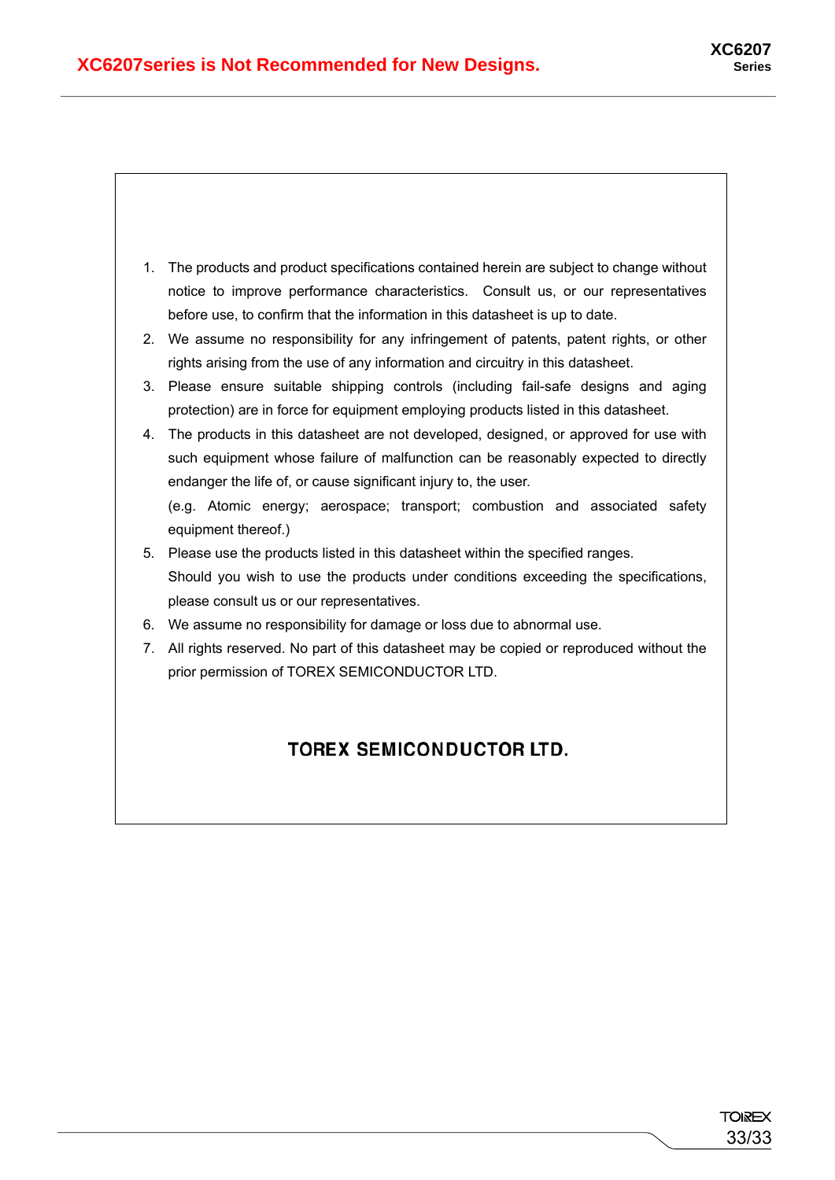1. The products and product specifications contained herein are subject to change without notice to improve performance characteristics. Consult us, or our representatives before use, to confirm that the information in this datasheet is up to date.
2. We assume no responsibility for any infringement of patents, patent rights, or other rights arising from the use of any information and circuitry in this datasheet.
3. Please ensure suitable shipping controls (including fail-safe designs and aging protection) are in force for equipment employing products listed in this datasheet.
4. The products in this datasheet are not developed, designed, or approved for use with such equipment whose failure of malfunction can be reasonably expected to directly endanger the life of, or cause significant injury to, the user.
   (e.g. Atomic energy; aerospace; transport; combustion and associated safety equipment thereof.)
5. Please use the products listed in this datasheet within the specified ranges.
   Should you wish to use the products under conditions exceeding the specifications, please consult us or our representatives.
6. We assume no responsibility for damage or loss due to abnormal use.
7. All rights reserved. No part of this datasheet may be copied or reproduced without the prior permission of TOREX SEMICONDUCTOR LTD.

**TOREX SEMICONDUCTOR LTD.**